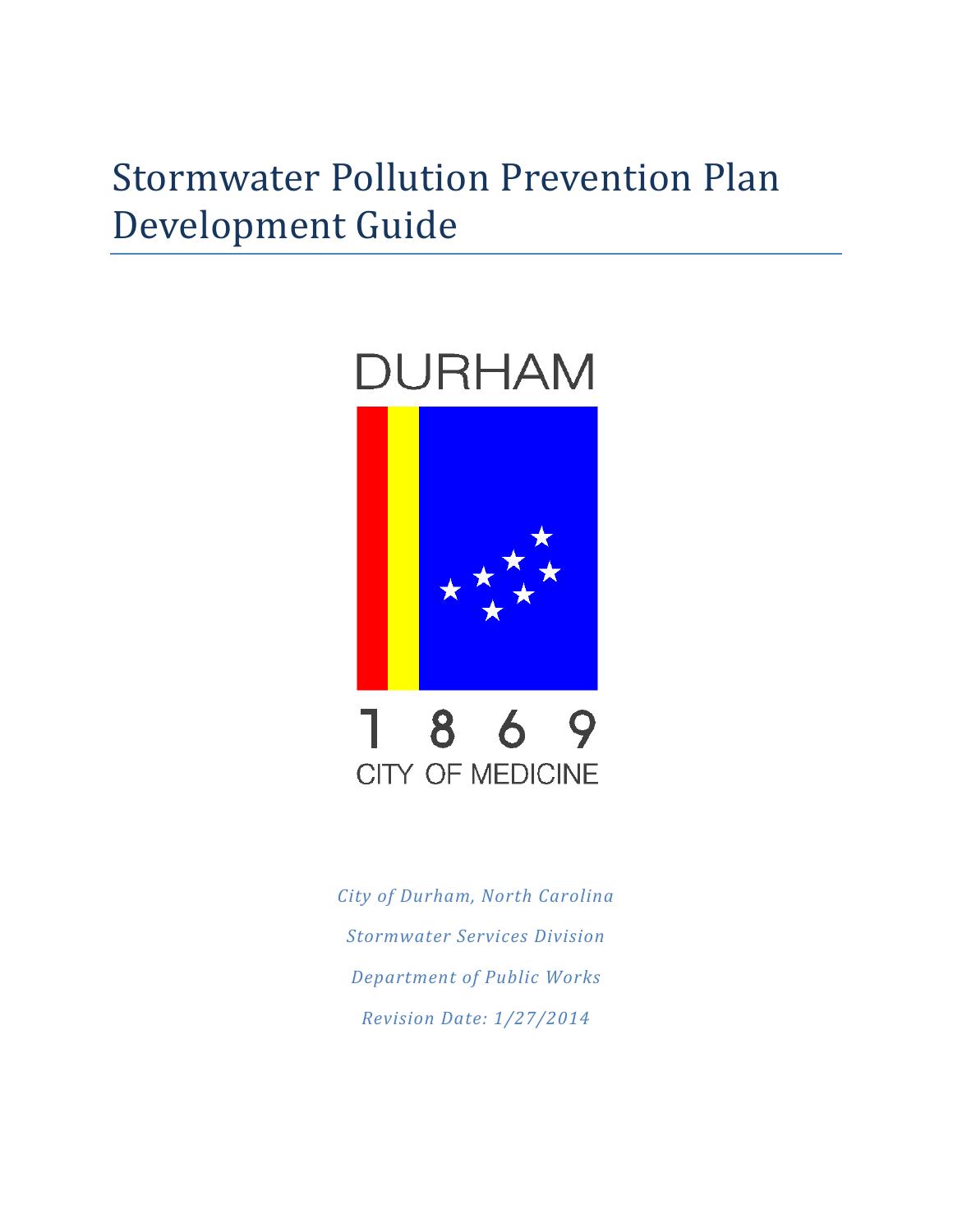# Stormwater Pollution Prevention Plan Development Guide

DURHAM

1 8 6 9

CITY OF MEDICINE

*City of Durham, North Carolina*

*Stormwater Services Division*

*Department of Public Works*

*Revision Date: 1/27/2014*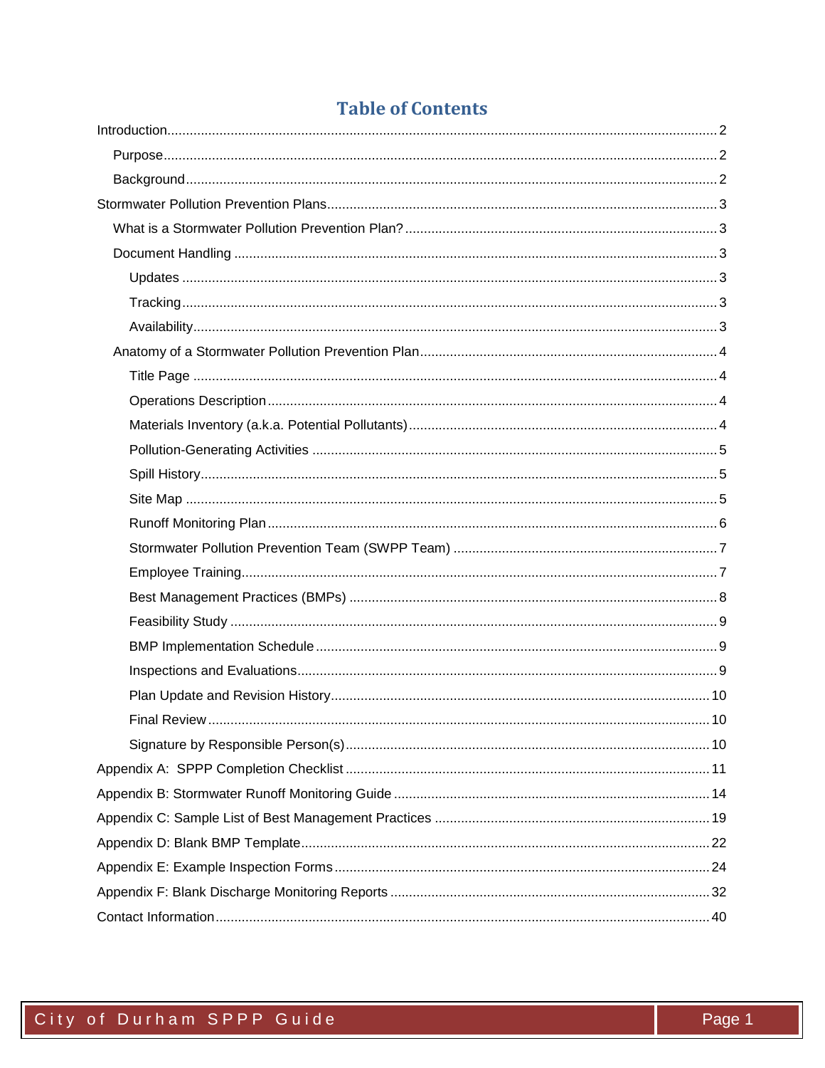# Table of Contents

- Introduction ..... 2
  - Purpose ..... 2
  - Background ..... 2
- Stormwater Pollution Prevention Plans ..... 3
  - What is a Stormwater Pollution Prevention Plan? ..... 3
  - Document Handling ..... 3
    - Updates ..... 3
    - Tracking ..... 3
    - Availability ..... 3
  - Anatomy of a Stormwater Pollution Prevention Plan ..... 4
    - Title Page ..... 4
    - Operations Description ..... 4
    - Materials Inventory (a.k.a. Potential Pollutants) ..... 4
    - Pollution-Generating Activities ..... 5
    - Spill History ..... 5
    - Site Map ..... 5
    - Runoff Monitoring Plan ..... 6
    - Stormwater Pollution Prevention Team (SWPP Team) ..... 7
    - Employee Training ..... 7
    - Best Management Practices (BMPs) ..... 8
    - Feasibility Study ..... 9
    - BMP Implementation Schedule ..... 9
    - Inspections and Evaluations ..... 9
    - Plan Update and Revision History ..... 10
    - Final Review ..... 10
    - Signature by Responsible Person(s) ..... 10
- Appendix A: SPPP Completion Checklist ..... 11
- Appendix B: Stormwater Runoff Monitoring Guide ..... 14
- Appendix C: Sample List of Best Management Practices ..... 19
- Appendix D: Blank BMP Template ..... 22
- Appendix E: Example Inspection Forms ..... 24
- Appendix F: Blank Discharge Monitoring Reports ..... 32
- Contact Information ..... 40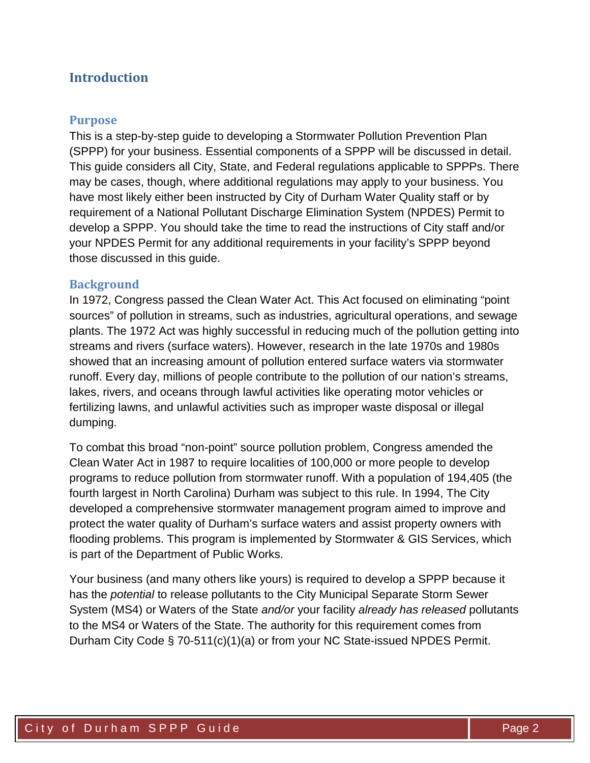# Introduction

## Purpose

This is a step-by-step guide to developing a Stormwater Pollution Prevention Plan (SPPP) for your business. Essential components of a SPPP will be discussed in detail. This guide considers all City, State, and Federal regulations applicable to SPPPs. There may be cases, though, where additional regulations may apply to your business. You have most likely either been instructed by City of Durham Water Quality staff or by requirement of a National Pollutant Discharge Elimination System (NPDES) Permit to develop a SPPP. You should take the time to read the instructions of City staff and/or your NPDES Permit for any additional requirements in your facility's SPPP beyond those discussed in this guide.

## Background

In 1972, Congress passed the Clean Water Act. This Act focused on eliminating "point sources" of pollution in streams, such as industries, agricultural operations, and sewage plants. The 1972 Act was highly successful in reducing much of the pollution getting into streams and rivers (surface waters). However, research in the late 1970s and 1980s showed that an increasing amount of pollution entered surface waters via stormwater runoff. Every day, millions of people contribute to the pollution of our nation's streams, lakes, rivers, and oceans through lawful activities like operating motor vehicles or fertilizing lawns, and unlawful activities such as improper waste disposal or illegal dumping.

To combat this broad "non-point" source pollution problem, Congress amended the Clean Water Act in 1987 to require localities of 100,000 or more people to develop programs to reduce pollution from stormwater runoff. With a population of 194,405 (the fourth largest in North Carolina) Durham was subject to this rule. In 1994, The City developed a comprehensive stormwater management program aimed to improve and protect the water quality of Durham's surface waters and assist property owners with flooding problems. This program is implemented by Stormwater & GIS Services, which is part of the Department of Public Works.

Your business (and many others like yours) is required to develop a SPPP because it has the *potential* to release pollutants to the City Municipal Separate Storm Sewer System (MS4) or Waters of the State *and/or* your facility *already has released* pollutants to the MS4 or Waters of the State. The authority for this requirement comes from Durham City Code § 70-511(c)(1)(a) or from your NC State-issued NPDES Permit.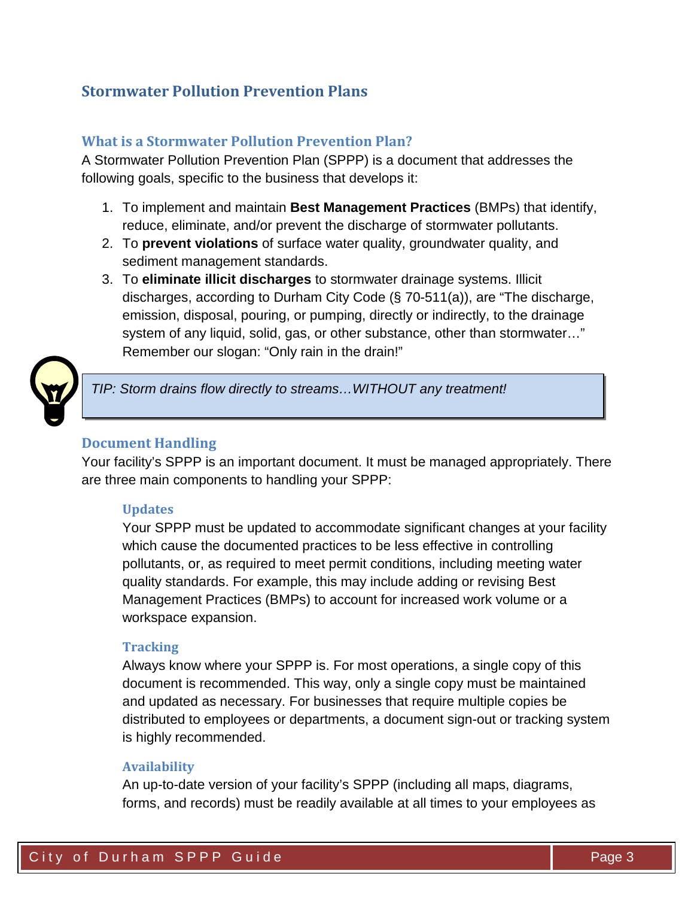## Stormwater Pollution Prevention Plans

### What is a Stormwater Pollution Prevention Plan?

A Stormwater Pollution Prevention Plan (SPPP) is a document that addresses the following goals, specific to the business that develops it:

1. To implement and maintain **Best Management Practices** (BMPs) that identify, reduce, eliminate, and/or prevent the discharge of stormwater pollutants.
2. To **prevent violations** of surface water quality, groundwater quality, and sediment management standards.
3. To **eliminate illicit discharges** to stormwater drainage systems. Illicit discharges, according to Durham City Code (§ 70-511(a)), are "The discharge, emission, disposal, pouring, or pumping, directly or indirectly, to the drainage system of any liquid, solid, gas, or other substance, other than stormwater…" Remember our slogan: "Only rain in the drain!"

> *TIP: Storm drains flow directly to streams…WITHOUT any treatment!*

### Document Handling

Your facility's SPPP is an important document. It must be managed appropriately. There are three main components to handling your SPPP:

#### Updates

Your SPPP must be updated to accommodate significant changes at your facility which cause the documented practices to be less effective in controlling pollutants, or, as required to meet permit conditions, including meeting water quality standards. For example, this may include adding or revising Best Management Practices (BMPs) to account for increased work volume or a workspace expansion.

#### Tracking

Always know where your SPPP is. For most operations, a single copy of this document is recommended. This way, only a single copy must be maintained and updated as necessary. For businesses that require multiple copies be distributed to employees or departments, a document sign-out or tracking system is highly recommended.

#### Availability

An up-to-date version of your facility's SPPP (including all maps, diagrams, forms, and records) must be readily available at all times to your employees as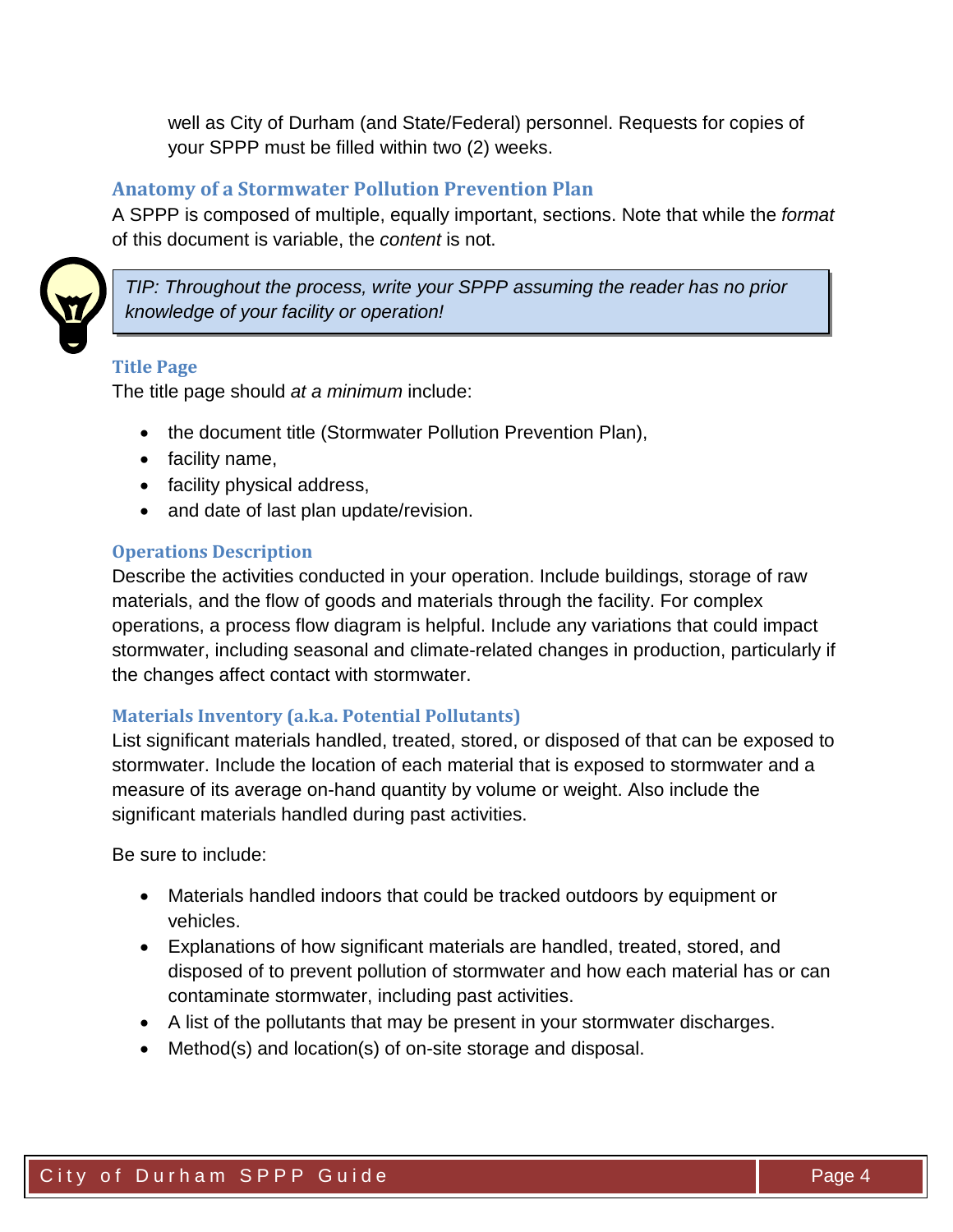well as City of Durham (and State/Federal) personnel. Requests for copies of your SPPP must be filled within two (2) weeks.

## Anatomy of a Stormwater Pollution Prevention Plan

A SPPP is composed of multiple, equally important, sections. Note that while the *format* of this document is variable, the *content* is not.

> *TIP: Throughout the process, write your SPPP assuming the reader has no prior knowledge of your facility or operation!*

### Title Page

The title page should *at a minimum* include:

- the document title (Stormwater Pollution Prevention Plan),
- facility name,
- facility physical address,
- and date of last plan update/revision.

### Operations Description

Describe the activities conducted in your operation. Include buildings, storage of raw materials, and the flow of goods and materials through the facility. For complex operations, a process flow diagram is helpful. Include any variations that could impact stormwater, including seasonal and climate-related changes in production, particularly if the changes affect contact with stormwater.

### Materials Inventory (a.k.a. Potential Pollutants)

List significant materials handled, treated, stored, or disposed of that can be exposed to stormwater. Include the location of each material that is exposed to stormwater and a measure of its average on-hand quantity by volume or weight. Also include the significant materials handled during past activities.

Be sure to include:

- Materials handled indoors that could be tracked outdoors by equipment or vehicles.
- Explanations of how significant materials are handled, treated, stored, and disposed of to prevent pollution of stormwater and how each material has or can contaminate stormwater, including past activities.
- A list of the pollutants that may be present in your stormwater discharges.
- Method(s) and location(s) of on-site storage and disposal.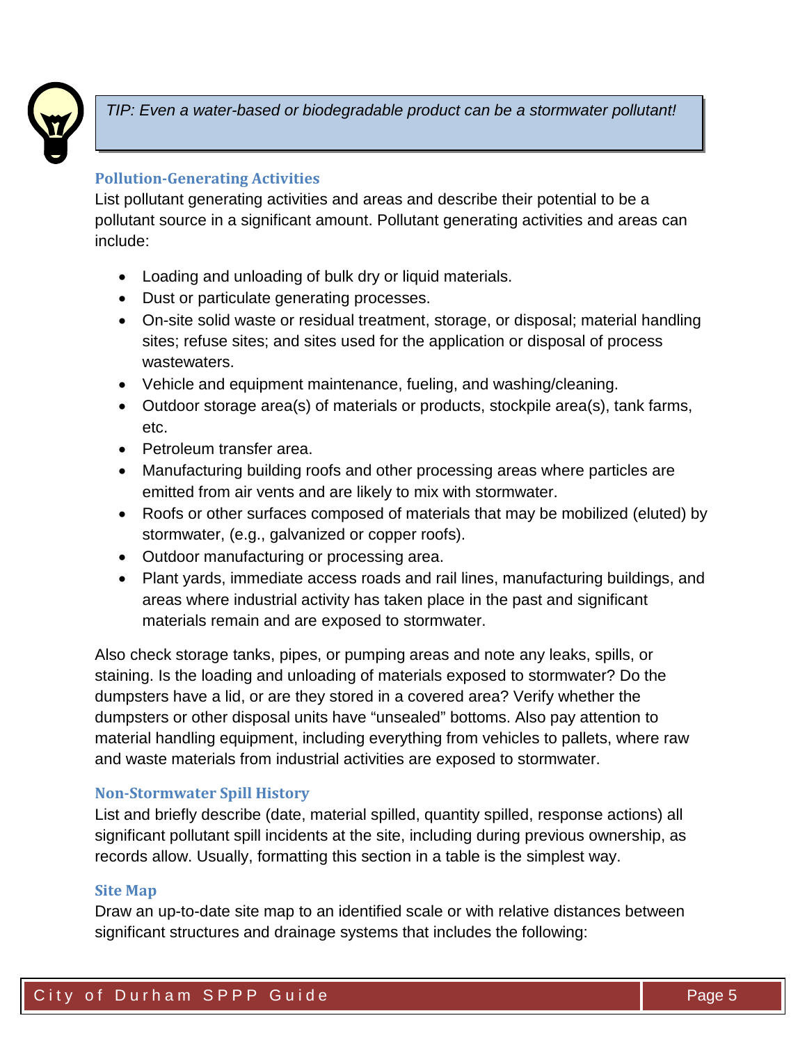*TIP: Even a water-based or biodegradable product can be a stormwater pollutant!*

### Pollution-Generating Activities

List pollutant generating activities and areas and describe their potential to be a pollutant source in a significant amount. Pollutant generating activities and areas can include:

- Loading and unloading of bulk dry or liquid materials.
- Dust or particulate generating processes.
- On-site solid waste or residual treatment, storage, or disposal; material handling sites; refuse sites; and sites used for the application or disposal of process wastewaters.
- Vehicle and equipment maintenance, fueling, and washing/cleaning.
- Outdoor storage area(s) of materials or products, stockpile area(s), tank farms, etc.
- Petroleum transfer area.
- Manufacturing building roofs and other processing areas where particles are emitted from air vents and are likely to mix with stormwater.
- Roofs or other surfaces composed of materials that may be mobilized (eluted) by stormwater, (e.g., galvanized or copper roofs).
- Outdoor manufacturing or processing area.
- Plant yards, immediate access roads and rail lines, manufacturing buildings, and areas where industrial activity has taken place in the past and significant materials remain and are exposed to stormwater.

Also check storage tanks, pipes, or pumping areas and note any leaks, spills, or staining. Is the loading and unloading of materials exposed to stormwater? Do the dumpsters have a lid, or are they stored in a covered area? Verify whether the dumpsters or other disposal units have "unsealed" bottoms. Also pay attention to material handling equipment, including everything from vehicles to pallets, where raw and waste materials from industrial activities are exposed to stormwater.

### Non-Stormwater Spill History

List and briefly describe (date, material spilled, quantity spilled, response actions) all significant pollutant spill incidents at the site, including during previous ownership, as records allow. Usually, formatting this section in a table is the simplest way.

### Site Map

Draw an up-to-date site map to an identified scale or with relative distances between significant structures and drainage systems that includes the following: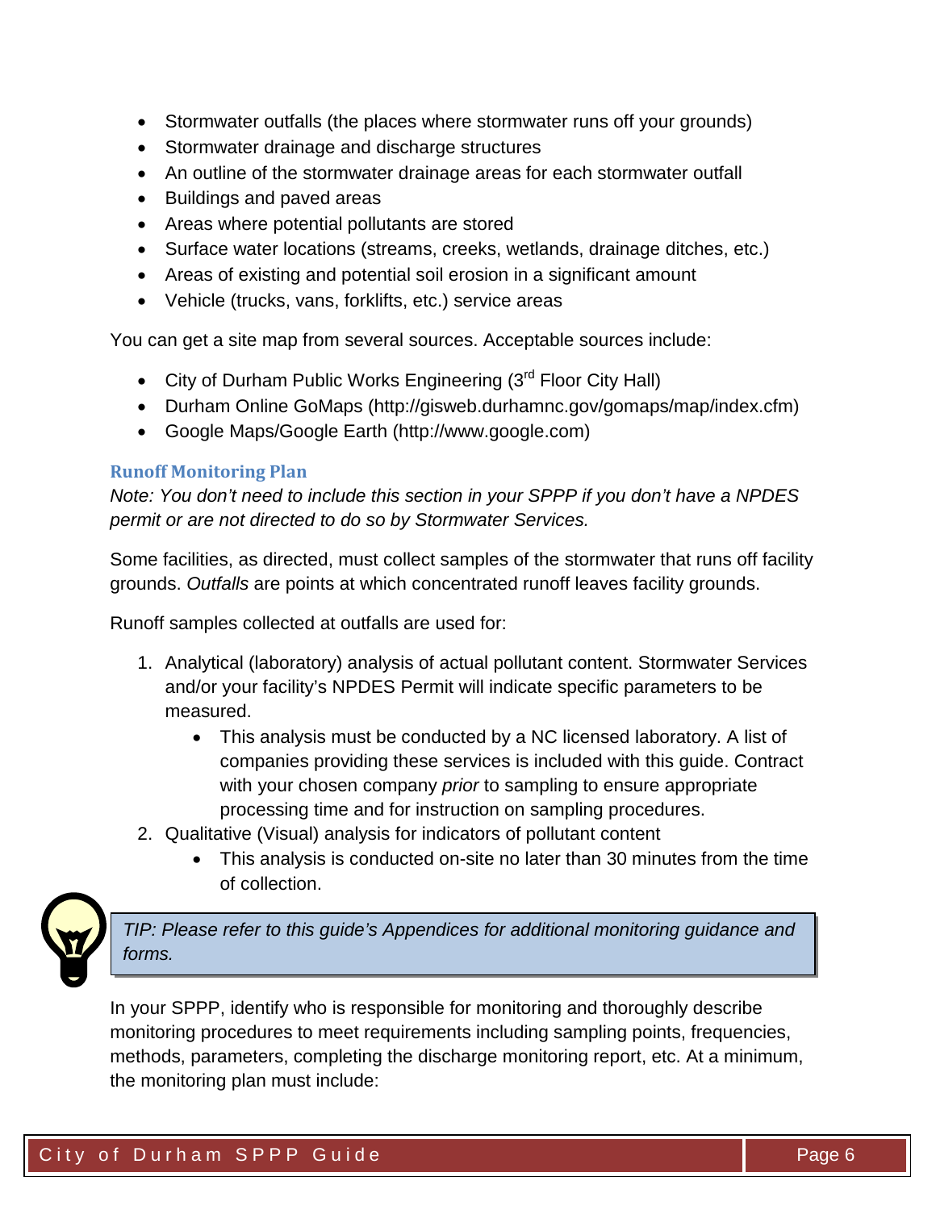- Stormwater outfalls (the places where stormwater runs off your grounds)
- Stormwater drainage and discharge structures
- An outline of the stormwater drainage areas for each stormwater outfall
- Buildings and paved areas
- Areas where potential pollutants are stored
- Surface water locations (streams, creeks, wetlands, drainage ditches, etc.)
- Areas of existing and potential soil erosion in a significant amount
- Vehicle (trucks, vans, forklifts, etc.) service areas

You can get a site map from several sources. Acceptable sources include:

- City of Durham Public Works Engineering (3rd Floor City Hall)
- Durham Online GoMaps (http://gisweb.durhamnc.gov/gomaps/map/index.cfm)
- Google Maps/Google Earth (http://www.google.com)

### Runoff Monitoring Plan

*Note: You don't need to include this section in your SPPP if you don't have a NPDES permit or are not directed to do so by Stormwater Services.*

Some facilities, as directed, must collect samples of the stormwater that runs off facility grounds. *Outfalls* are points at which concentrated runoff leaves facility grounds.

Runoff samples collected at outfalls are used for:

1. Analytical (laboratory) analysis of actual pollutant content. Stormwater Services and/or your facility's NPDES Permit will indicate specific parameters to be measured.
    - This analysis must be conducted by a NC licensed laboratory. A list of companies providing these services is included with this guide. Contract with your chosen company *prior* to sampling to ensure appropriate processing time and for instruction on sampling procedures.
2. Qualitative (Visual) analysis for indicators of pollutant content
    - This analysis is conducted on-site no later than 30 minutes from the time of collection.

*TIP: Please refer to this guide's Appendices for additional monitoring guidance and forms.*

In your SPPP, identify who is responsible for monitoring and thoroughly describe monitoring procedures to meet requirements including sampling points, frequencies, methods, parameters, completing the discharge monitoring report, etc. At a minimum, the monitoring plan must include: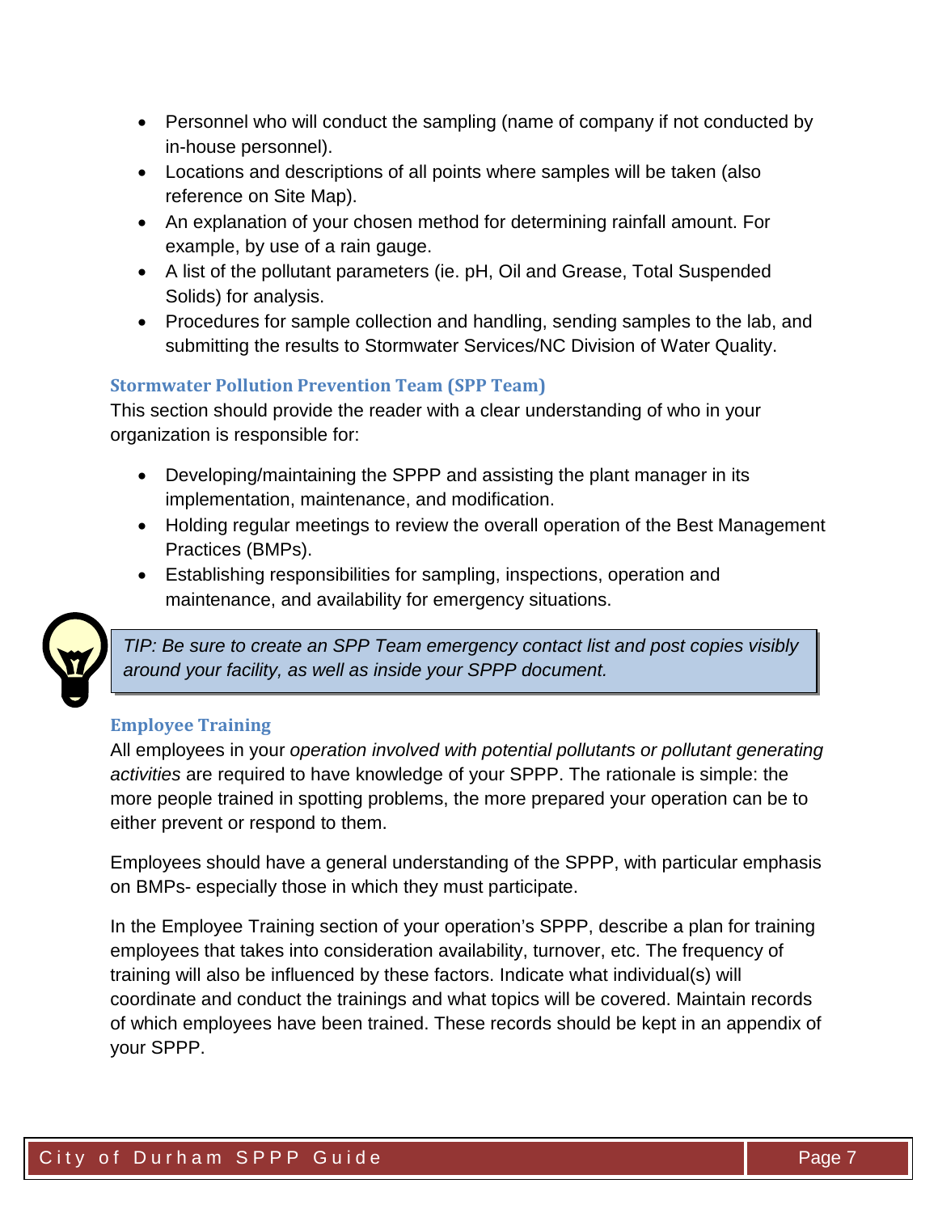- Personnel who will conduct the sampling (name of company if not conducted by in-house personnel).
- Locations and descriptions of all points where samples will be taken (also reference on Site Map).
- An explanation of your chosen method for determining rainfall amount. For example, by use of a rain gauge.
- A list of the pollutant parameters (ie. pH, Oil and Grease, Total Suspended Solids) for analysis.
- Procedures for sample collection and handling, sending samples to the lab, and submitting the results to Stormwater Services/NC Division of Water Quality.

### Stormwater Pollution Prevention Team (SPP Team)

This section should provide the reader with a clear understanding of who in your organization is responsible for:

- Developing/maintaining the SPPP and assisting the plant manager in its implementation, maintenance, and modification.
- Holding regular meetings to review the overall operation of the Best Management Practices (BMPs).
- Establishing responsibilities for sampling, inspections, operation and maintenance, and availability for emergency situations.

> *TIP: Be sure to create an SPP Team emergency contact list and post copies visibly around your facility, as well as inside your SPPP document.*

### Employee Training

All employees in your *operation involved with potential pollutants or pollutant generating activities* are required to have knowledge of your SPPP. The rationale is simple: the more people trained in spotting problems, the more prepared your operation can be to either prevent or respond to them.

Employees should have a general understanding of the SPPP, with particular emphasis on BMPs- especially those in which they must participate.

In the Employee Training section of your operation's SPPP, describe a plan for training employees that takes into consideration availability, turnover, etc. The frequency of training will also be influenced by these factors. Indicate what individual(s) will coordinate and conduct the trainings and what topics will be covered. Maintain records of which employees have been trained. These records should be kept in an appendix of your SPPP.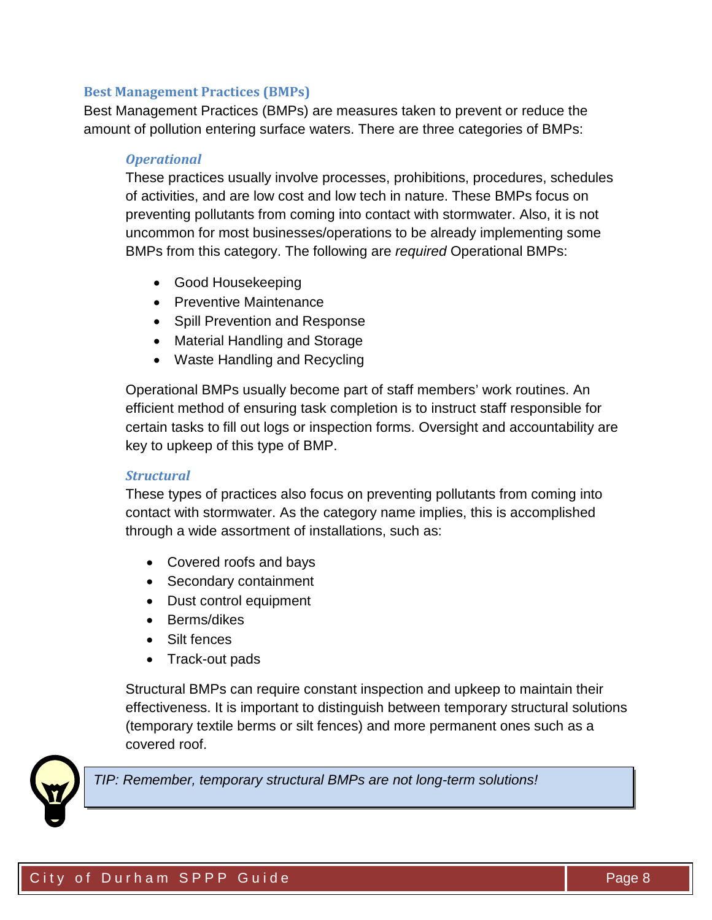## Best Management Practices (BMPs)

Best Management Practices (BMPs) are measures taken to prevent or reduce the amount of pollution entering surface waters. There are three categories of BMPs:

### *Operational*

These practices usually involve processes, prohibitions, procedures, schedules of activities, and are low cost and low tech in nature. These BMPs focus on preventing pollutants from coming into contact with stormwater. Also, it is not uncommon for most businesses/operations to be already implementing some BMPs from this category. The following are *required* Operational BMPs:

- Good Housekeeping
- Preventive Maintenance
- Spill Prevention and Response
- Material Handling and Storage
- Waste Handling and Recycling

Operational BMPs usually become part of staff members' work routines. An efficient method of ensuring task completion is to instruct staff responsible for certain tasks to fill out logs or inspection forms. Oversight and accountability are key to upkeep of this type of BMP.

### *Structural*

These types of practices also focus on preventing pollutants from coming into contact with stormwater. As the category name implies, this is accomplished through a wide assortment of installations, such as:

- Covered roofs and bays
- Secondary containment
- Dust control equipment
- Berms/dikes
- Silt fences
- Track-out pads

Structural BMPs can require constant inspection and upkeep to maintain their effectiveness. It is important to distinguish between temporary structural solutions (temporary textile berms or silt fences) and more permanent ones such as a covered roof.

> *TIP: Remember, temporary structural BMPs are not long-term solutions!*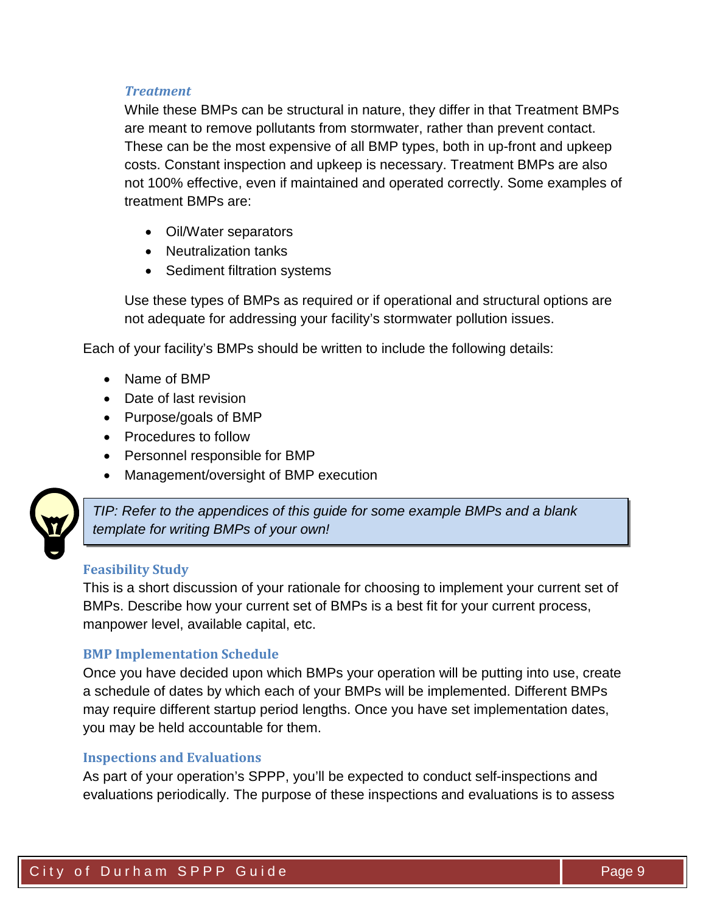#### *Treatment*

While these BMPs can be structural in nature, they differ in that Treatment BMPs are meant to remove pollutants from stormwater, rather than prevent contact. These can be the most expensive of all BMP types, both in up-front and upkeep costs. Constant inspection and upkeep is necessary. Treatment BMPs are also not 100% effective, even if maintained and operated correctly. Some examples of treatment BMPs are:

- Oil/Water separators
- Neutralization tanks
- Sediment filtration systems

Use these types of BMPs as required or if operational and structural options are not adequate for addressing your facility's stormwater pollution issues.

Each of your facility's BMPs should be written to include the following details:

- Name of BMP
- Date of last revision
- Purpose/goals of BMP
- Procedures to follow
- Personnel responsible for BMP
- Management/oversight of BMP execution

> *TIP: Refer to the appendices of this guide for some example BMPs and a blank template for writing BMPs of your own!*

### Feasibility Study

This is a short discussion of your rationale for choosing to implement your current set of BMPs. Describe how your current set of BMPs is a best fit for your current process, manpower level, available capital, etc.

### BMP Implementation Schedule

Once you have decided upon which BMPs your operation will be putting into use, create a schedule of dates by which each of your BMPs will be implemented. Different BMPs may require different startup period lengths. Once you have set implementation dates, you may be held accountable for them.

### Inspections and Evaluations

As part of your operation's SPPP, you'll be expected to conduct self-inspections and evaluations periodically. The purpose of these inspections and evaluations is to assess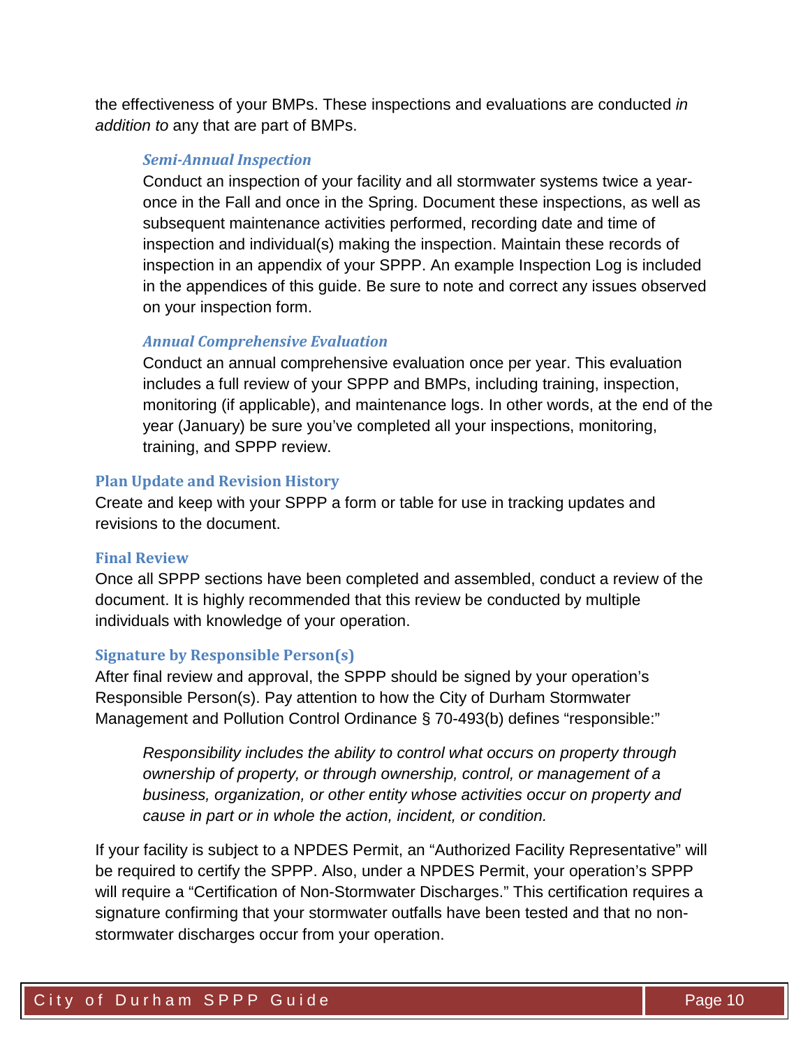the effectiveness of your BMPs. These inspections and evaluations are conducted *in addition to* any that are part of BMPs.

#### *Semi-Annual Inspection*

Conduct an inspection of your facility and all stormwater systems twice a year-once in the Fall and once in the Spring. Document these inspections, as well as subsequent maintenance activities performed, recording date and time of inspection and individual(s) making the inspection. Maintain these records of inspection in an appendix of your SPPP. An example Inspection Log is included in the appendices of this guide. Be sure to note and correct any issues observed on your inspection form.

#### *Annual Comprehensive Evaluation*

Conduct an annual comprehensive evaluation once per year. This evaluation includes a full review of your SPPP and BMPs, including training, inspection, monitoring (if applicable), and maintenance logs. In other words, at the end of the year (January) be sure you've completed all your inspections, monitoring, training, and SPPP review.

### Plan Update and Revision History

Create and keep with your SPPP a form or table for use in tracking updates and revisions to the document.

### Final Review

Once all SPPP sections have been completed and assembled, conduct a review of the document. It is highly recommended that this review be conducted by multiple individuals with knowledge of your operation.

### Signature by Responsible Person(s)

After final review and approval, the SPPP should be signed by your operation's Responsible Person(s). Pay attention to how the City of Durham Stormwater Management and Pollution Control Ordinance § 70-493(b) defines "responsible:"

> *Responsibility includes the ability to control what occurs on property through ownership of property, or through ownership, control, or management of a business, organization, or other entity whose activities occur on property and cause in part or in whole the action, incident, or condition.*

If your facility is subject to a NPDES Permit, an "Authorized Facility Representative" will be required to certify the SPPP. Also, under a NPDES Permit, your operation's SPPP will require a "Certification of Non-Stormwater Discharges." This certification requires a signature confirming that your stormwater outfalls have been tested and that no non-stormwater discharges occur from your operation.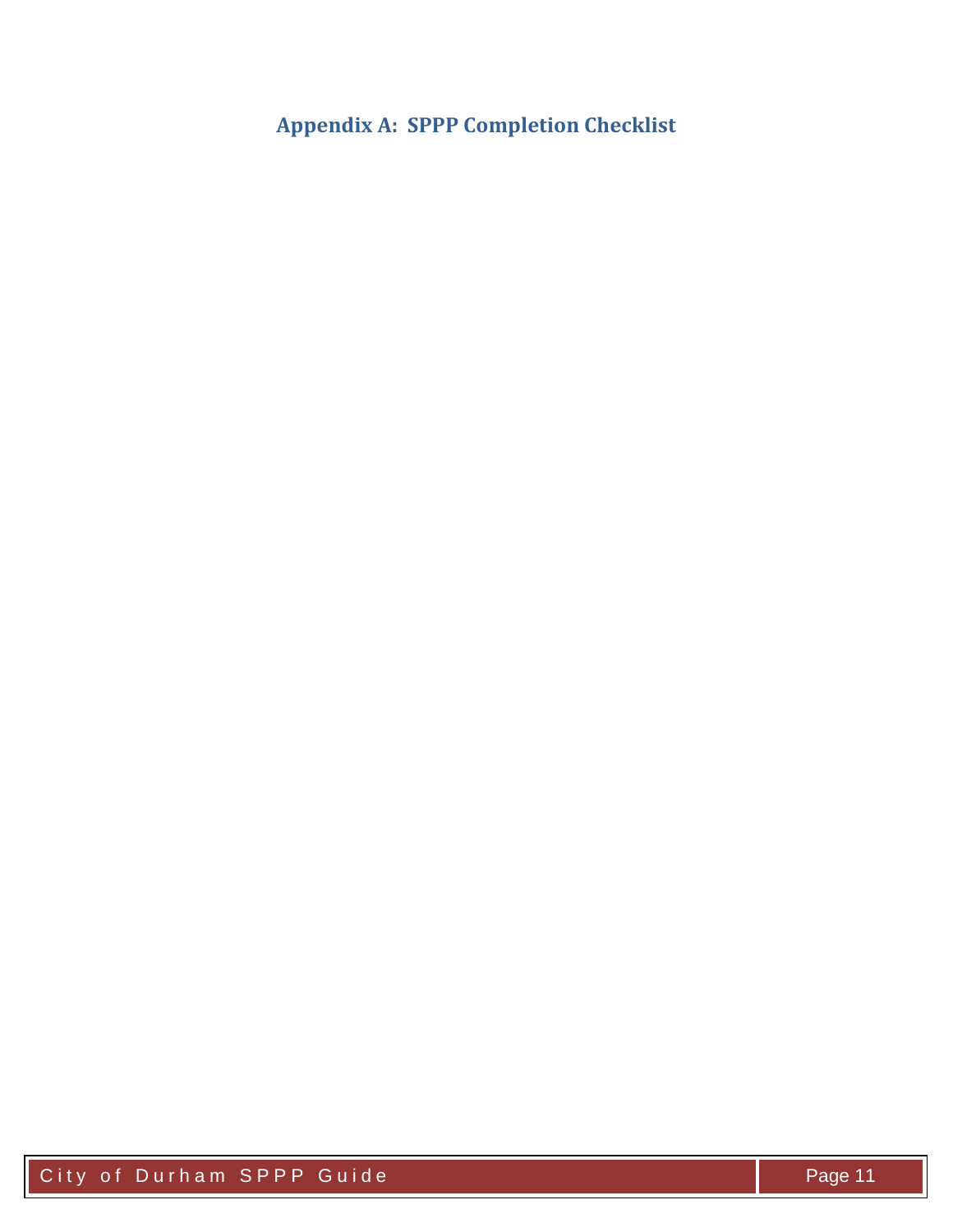# Appendix A: SPPP Completion Checklist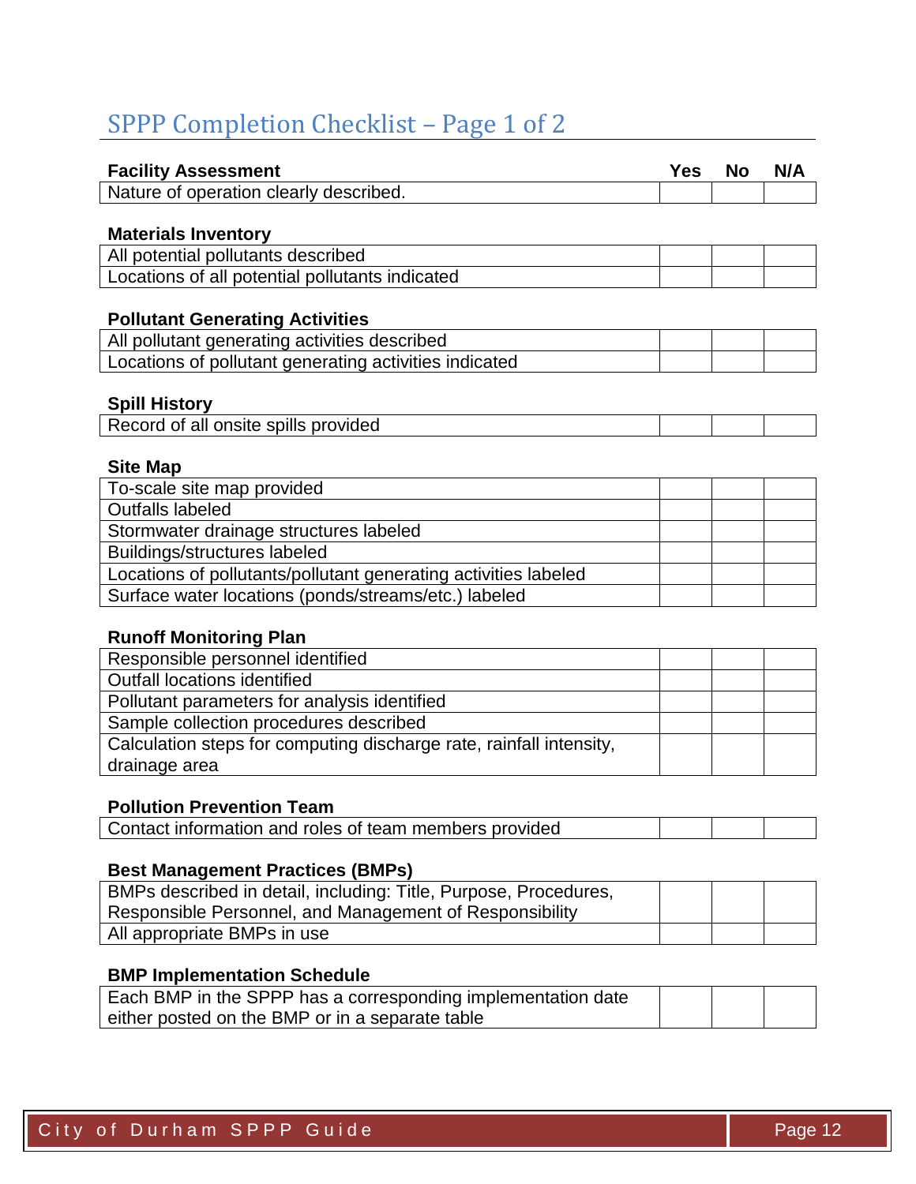# SPPP Completion Checklist – Page 1 of 2

| Facility Assessment | Yes | No | N/A |
|---|---|---|---|
| Nature of operation clearly described. | | | |

| Materials Inventory | Yes | No | N/A |
|---|---|---|---|
| All potential pollutants described | | | |
| Locations of all potential pollutants indicated | | | |

| Pollutant Generating Activities | Yes | No | N/A |
|---|---|---|---|
| All pollutant generating activities described | | | |
| Locations of pollutant generating activities indicated | | | |

| Spill History | Yes | No | N/A |
|---|---|---|---|
| Record of all onsite spills provided | | | |

| Site Map | Yes | No | N/A |
|---|---|---|---|
| To-scale site map provided | | | |
| Outfalls labeled | | | |
| Stormwater drainage structures labeled | | | |
| Buildings/structures labeled | | | |
| Locations of pollutants/pollutant generating activities labeled | | | |
| Surface water locations (ponds/streams/etc.) labeled | | | |

| Runoff Monitoring Plan | Yes | No | N/A |
|---|---|---|---|
| Responsible personnel identified | | | |
| Outfall locations identified | | | |
| Pollutant parameters for analysis identified | | | |
| Sample collection procedures described | | | |
| Calculation steps for computing discharge rate, rainfall intensity, drainage area | | | |

| Pollution Prevention Team | Yes | No | N/A |
|---|---|---|---|
| Contact information and roles of team members provided | | | |

| Best Management Practices (BMPs) | Yes | No | N/A |
|---|---|---|---|
| BMPs described in detail, including: Title, Purpose, Procedures, Responsible Personnel, and Management of Responsibility | | | |
| All appropriate BMPs in use | | | |

| BMP Implementation Schedule | Yes | No | N/A |
|---|---|---|---|
| Each BMP in the SPPP has a corresponding implementation date either posted on the BMP or in a separate table | | | |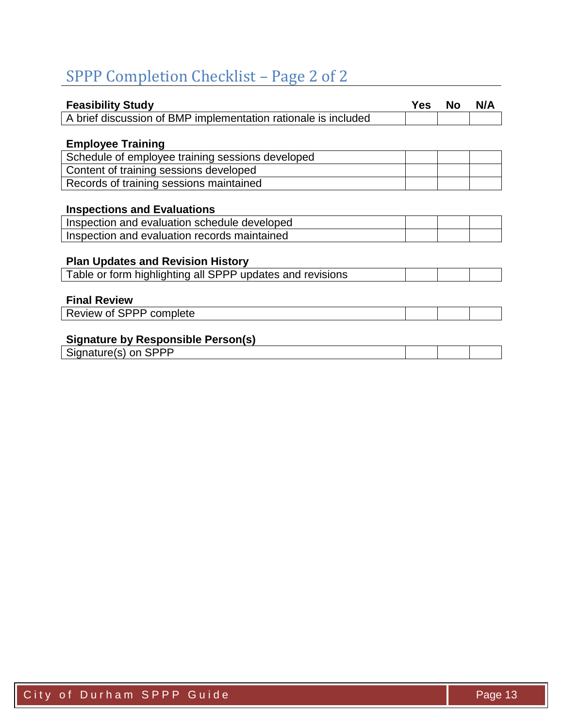## SPPP Completion Checklist – Page 2 of 2

| **Feasibility Study** | **Yes** | **No** | **N/A** |
|---|---|---|---|
| A brief discussion of BMP implementation rationale is included | | | |

| **Employee Training** | | | |
|---|---|---|---|
| Schedule of employee training sessions developed | | | |
| Content of training sessions developed | | | |
| Records of training sessions maintained | | | |

| **Inspections and Evaluations** | | | |
|---|---|---|---|
| Inspection and evaluation schedule developed | | | |
| Inspection and evaluation records maintained | | | |

| **Plan Updates and Revision History** | | | |
|---|---|---|---|
| Table or form highlighting all SPPP updates and revisions | | | |

| **Final Review** | | | |
|---|---|---|---|
| Review of SPPP complete | | | |

| **Signature by Responsible Person(s)** | | | |
|---|---|---|---|
| Signature(s) on SPPP | | | |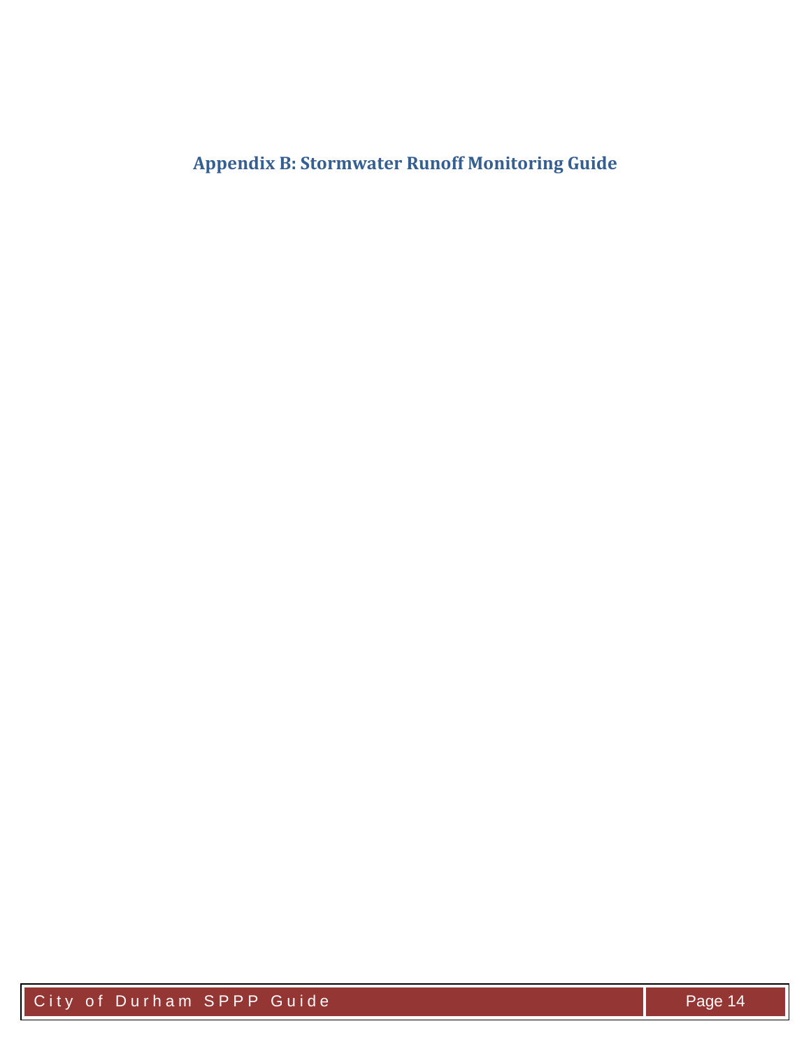# Appendix B: Stormwater Runoff Monitoring Guide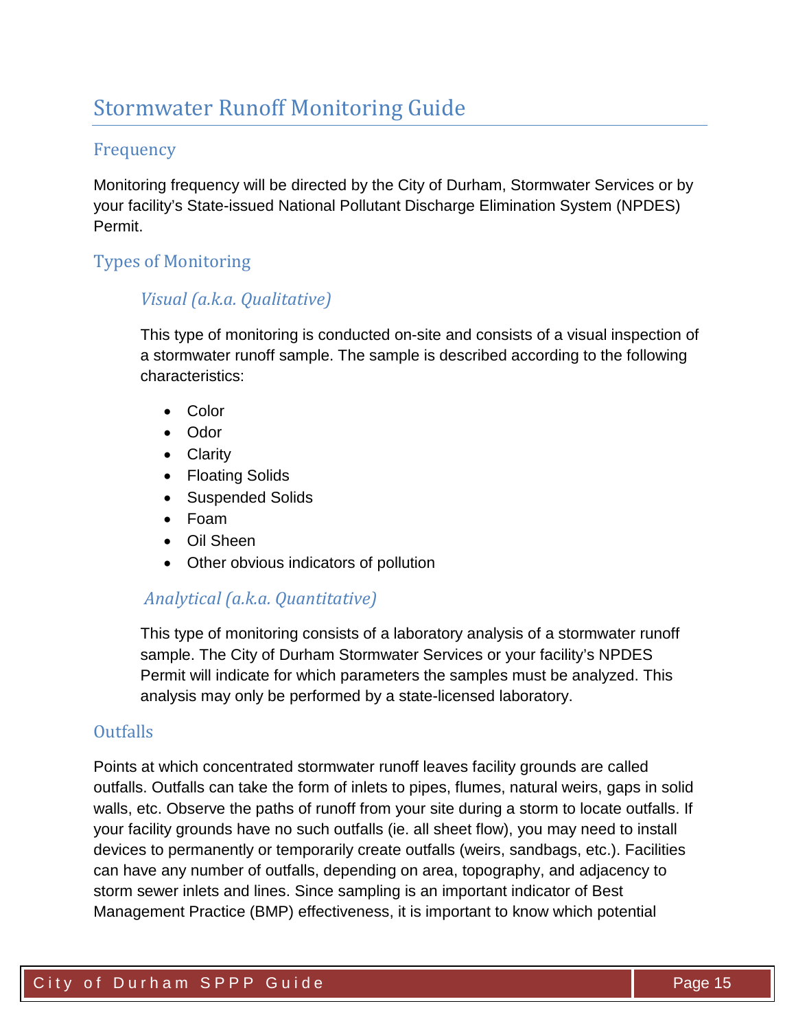# Stormwater Runoff Monitoring Guide

## Frequency

Monitoring frequency will be directed by the City of Durham, Stormwater Services or by your facility's State-issued National Pollutant Discharge Elimination System (NPDES) Permit.

## Types of Monitoring

### *Visual (a.k.a. Qualitative)*

This type of monitoring is conducted on-site and consists of a visual inspection of a stormwater runoff sample. The sample is described according to the following characteristics:

- Color
- Odor
- Clarity
- Floating Solids
- Suspended Solids
- Foam
- Oil Sheen
- Other obvious indicators of pollution

### *Analytical (a.k.a. Quantitative)*

This type of monitoring consists of a laboratory analysis of a stormwater runoff sample. The City of Durham Stormwater Services or your facility's NPDES Permit will indicate for which parameters the samples must be analyzed. This analysis may only be performed by a state-licensed laboratory.

## Outfalls

Points at which concentrated stormwater runoff leaves facility grounds are called outfalls. Outfalls can take the form of inlets to pipes, flumes, natural weirs, gaps in solid walls, etc. Observe the paths of runoff from your site during a storm to locate outfalls. If your facility grounds have no such outfalls (ie. all sheet flow), you may need to install devices to permanently or temporarily create outfalls (weirs, sandbags, etc.). Facilities can have any number of outfalls, depending on area, topography, and adjacency to storm sewer inlets and lines. Since sampling is an important indicator of Best Management Practice (BMP) effectiveness, it is important to know which potential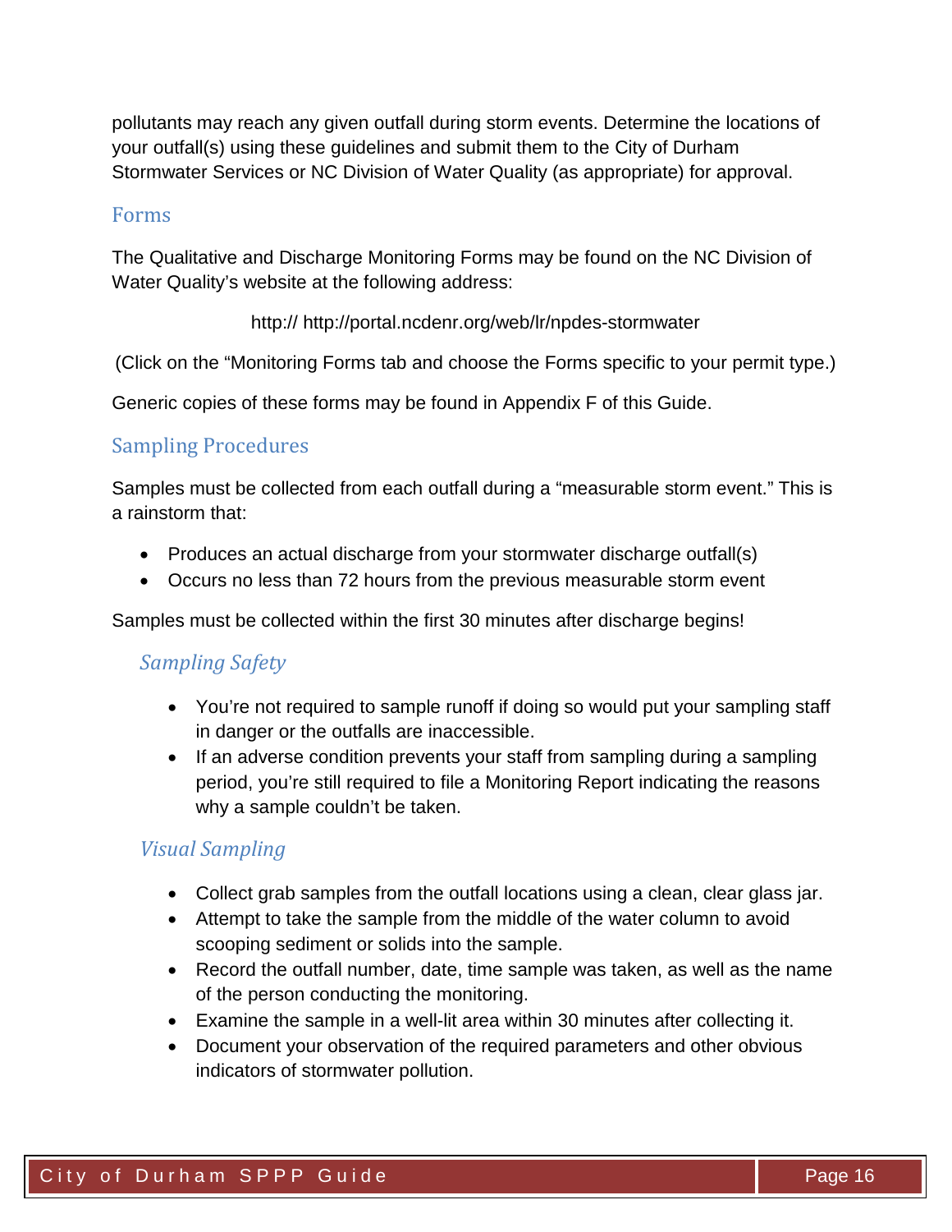pollutants may reach any given outfall during storm events. Determine the locations of your outfall(s) using these guidelines and submit them to the City of Durham Stormwater Services or NC Division of Water Quality (as appropriate) for approval.

## Forms

The Qualitative and Discharge Monitoring Forms may be found on the NC Division of Water Quality's website at the following address:

http:// http://portal.ncdenr.org/web/lr/npdes-stormwater

(Click on the "Monitoring Forms tab and choose the Forms specific to your permit type.)

Generic copies of these forms may be found in Appendix F of this Guide.

## Sampling Procedures

Samples must be collected from each outfall during a "measurable storm event." This is a rainstorm that:

- Produces an actual discharge from your stormwater discharge outfall(s)
- Occurs no less than 72 hours from the previous measurable storm event

Samples must be collected within the first 30 minutes after discharge begins!

### *Sampling Safety*

- You're not required to sample runoff if doing so would put your sampling staff in danger or the outfalls are inaccessible.
- If an adverse condition prevents your staff from sampling during a sampling period, you're still required to file a Monitoring Report indicating the reasons why a sample couldn't be taken.

### *Visual Sampling*

- Collect grab samples from the outfall locations using a clean, clear glass jar.
- Attempt to take the sample from the middle of the water column to avoid scooping sediment or solids into the sample.
- Record the outfall number, date, time sample was taken, as well as the name of the person conducting the monitoring.
- Examine the sample in a well-lit area within 30 minutes after collecting it.
- Document your observation of the required parameters and other obvious indicators of stormwater pollution.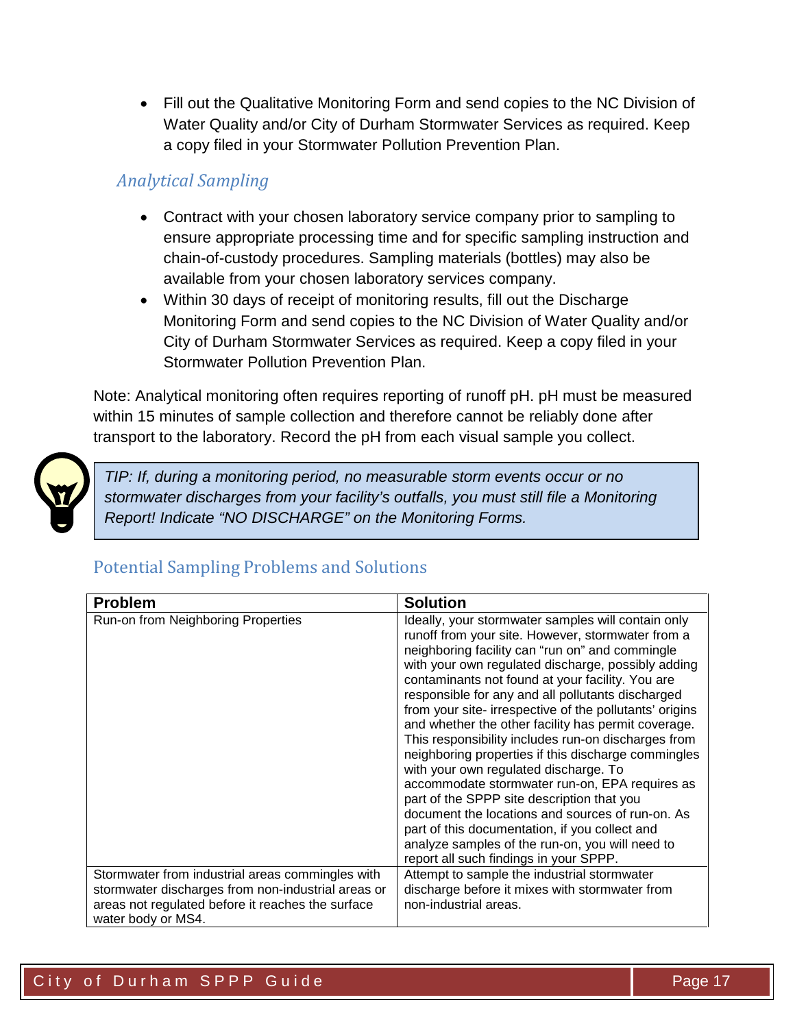- Fill out the Qualitative Monitoring Form and send copies to the NC Division of Water Quality and/or City of Durham Stormwater Services as required. Keep a copy filed in your Stormwater Pollution Prevention Plan.

### *Analytical Sampling*

- Contract with your chosen laboratory service company prior to sampling to ensure appropriate processing time and for specific sampling instruction and chain-of-custody procedures. Sampling materials (bottles) may also be available from your chosen laboratory services company.
- Within 30 days of receipt of monitoring results, fill out the Discharge Monitoring Form and send copies to the NC Division of Water Quality and/or City of Durham Stormwater Services as required. Keep a copy filed in your Stormwater Pollution Prevention Plan.

Note: Analytical monitoring often requires reporting of runoff pH. pH must be measured within 15 minutes of sample collection and therefore cannot be reliably done after transport to the laboratory. Record the pH from each visual sample you collect.

> *TIP: If, during a monitoring period, no measurable storm events occur or no stormwater discharges from your facility's outfalls, you must still file a Monitoring Report! Indicate "NO DISCHARGE" on the Monitoring Forms.*

## Potential Sampling Problems and Solutions

| Problem | Solution |
| --- | --- |
| Run-on from Neighboring Properties | Ideally, your stormwater samples will contain only runoff from your site. However, stormwater from a neighboring facility can "run on" and commingle with your own regulated discharge, possibly adding contaminants not found at your facility. You are responsible for any and all pollutants discharged from your site- irrespective of the pollutants' origins and whether the other facility has permit coverage. This responsibility includes run-on discharges from neighboring properties if this discharge commingles with your own regulated discharge. To accommodate stormwater run-on, EPA requires as part of the SPPP site description that you document the locations and sources of run-on. As part of this documentation, if you collect and analyze samples of the run-on, you will need to report all such findings in your SPPP. |
| Stormwater from industrial areas commingles with stormwater discharges from non-industrial areas or areas not regulated before it reaches the surface water body or MS4. | Attempt to sample the industrial stormwater discharge before it mixes with stormwater from non-industrial areas. |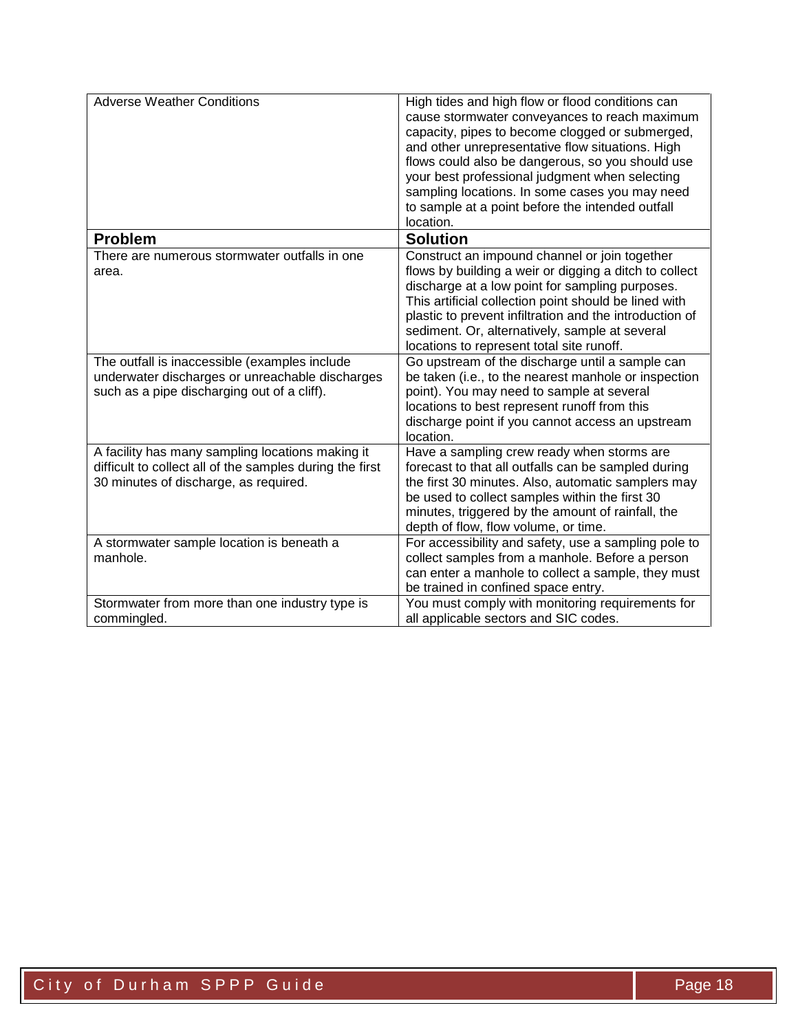| Adverse Weather Conditions | High tides and high flow or flood conditions can cause stormwater conveyances to reach maximum capacity, pipes to become clogged or submerged, and other unrepresentative flow situations. High flows could also be dangerous, so you should use your best professional judgment when selecting sampling locations. In some cases you may need to sample at a point before the intended outfall location. |
|---|---|
| **Problem** | **Solution** |
| There are numerous stormwater outfalls in one area. | Construct an impound channel or join together flows by building a weir or digging a ditch to collect discharge at a low point for sampling purposes. This artificial collection point should be lined with plastic to prevent infiltration and the introduction of sediment. Or, alternatively, sample at several locations to represent total site runoff. |
| The outfall is inaccessible (examples include underwater discharges or unreachable discharges such as a pipe discharging out of a cliff). | Go upstream of the discharge until a sample can be taken (i.e., to the nearest manhole or inspection point). You may need to sample at several locations to best represent runoff from this discharge point if you cannot access an upstream location. |
| A facility has many sampling locations making it difficult to collect all of the samples during the first 30 minutes of discharge, as required. | Have a sampling crew ready when storms are forecast to that all outfalls can be sampled during the first 30 minutes. Also, automatic samplers may be used to collect samples within the first 30 minutes, triggered by the amount of rainfall, the depth of flow, flow volume, or time. |
| A stormwater sample location is beneath a manhole. | For accessibility and safety, use a sampling pole to collect samples from a manhole. Before a person can enter a manhole to collect a sample, they must be trained in confined space entry. |
| Stormwater from more than one industry type is commingled. | You must comply with monitoring requirements for all applicable sectors and SIC codes. |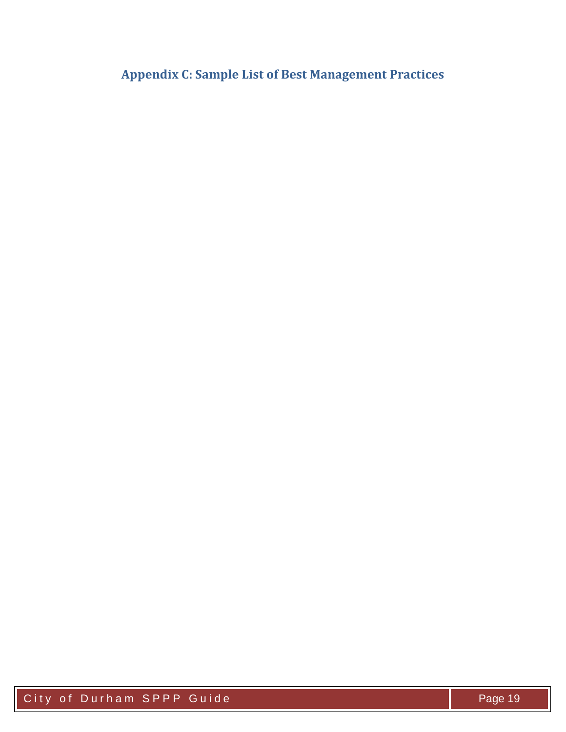# Appendix C: Sample List of Best Management Practices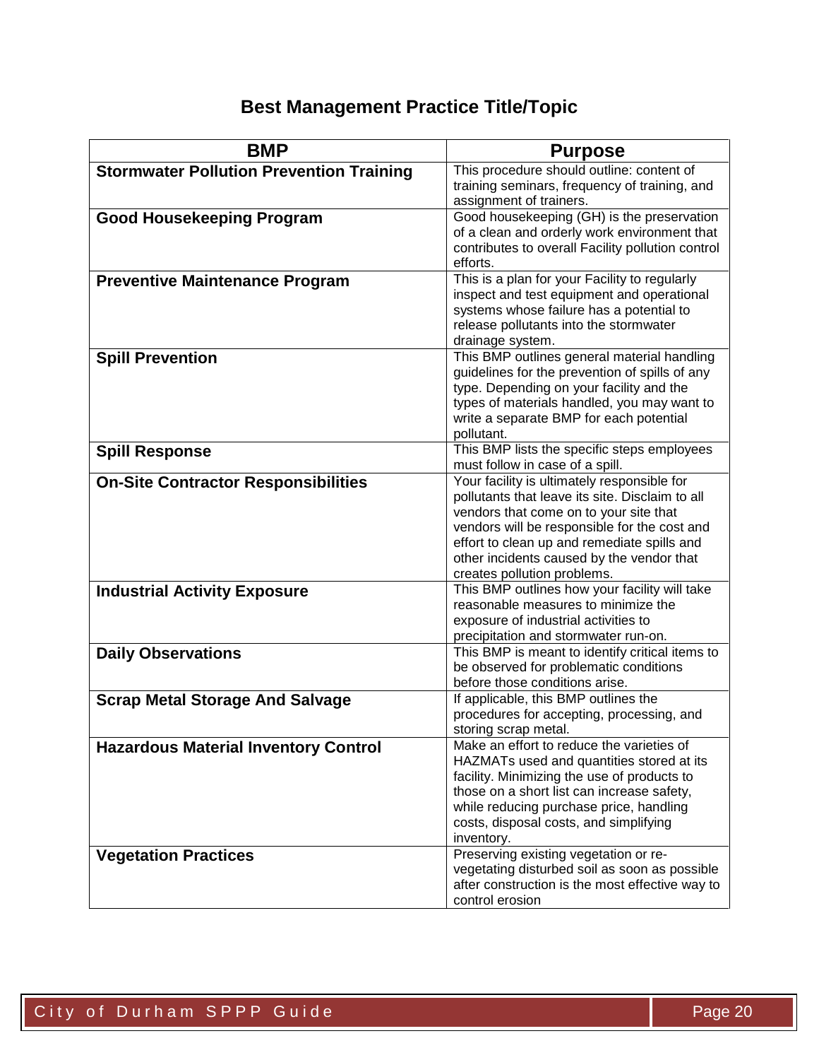# Best Management Practice Title/Topic

| BMP | Purpose |
|---|---|
| **Stormwater Pollution Prevention Training** | This procedure should outline: content of training seminars, frequency of training, and assignment of trainers. |
| **Good Housekeeping Program** | Good housekeeping (GH) is the preservation of a clean and orderly work environment that contributes to overall Facility pollution control efforts. |
| **Preventive Maintenance Program** | This is a plan for your Facility to regularly inspect and test equipment and operational systems whose failure has a potential to release pollutants into the stormwater drainage system. |
| **Spill Prevention** | This BMP outlines general material handling guidelines for the prevention of spills of any type. Depending on your facility and the types of materials handled, you may want to write a separate BMP for each potential pollutant. |
| **Spill Response** | This BMP lists the specific steps employees must follow in case of a spill. |
| **On-Site Contractor Responsibilities** | Your facility is ultimately responsible for pollutants that leave its site. Disclaim to all vendors that come on to your site that vendors will be responsible for the cost and effort to clean up and remediate spills and other incidents caused by the vendor that creates pollution problems. |
| **Industrial Activity Exposure** | This BMP outlines how your facility will take reasonable measures to minimize the exposure of industrial activities to precipitation and stormwater run-on. |
| **Daily Observations** | This BMP is meant to identify critical items to be observed for problematic conditions before those conditions arise. |
| **Scrap Metal Storage And Salvage** | If applicable, this BMP outlines the procedures for accepting, processing, and storing scrap metal. |
| **Hazardous Material Inventory Control** | Make an effort to reduce the varieties of HAZMATs used and quantities stored at its facility. Minimizing the use of products to those on a short list can increase safety, while reducing purchase price, handling costs, disposal costs, and simplifying inventory. |
| **Vegetation Practices** | Preserving existing vegetation or re-vegetating disturbed soil as soon as possible after construction is the most effective way to control erosion |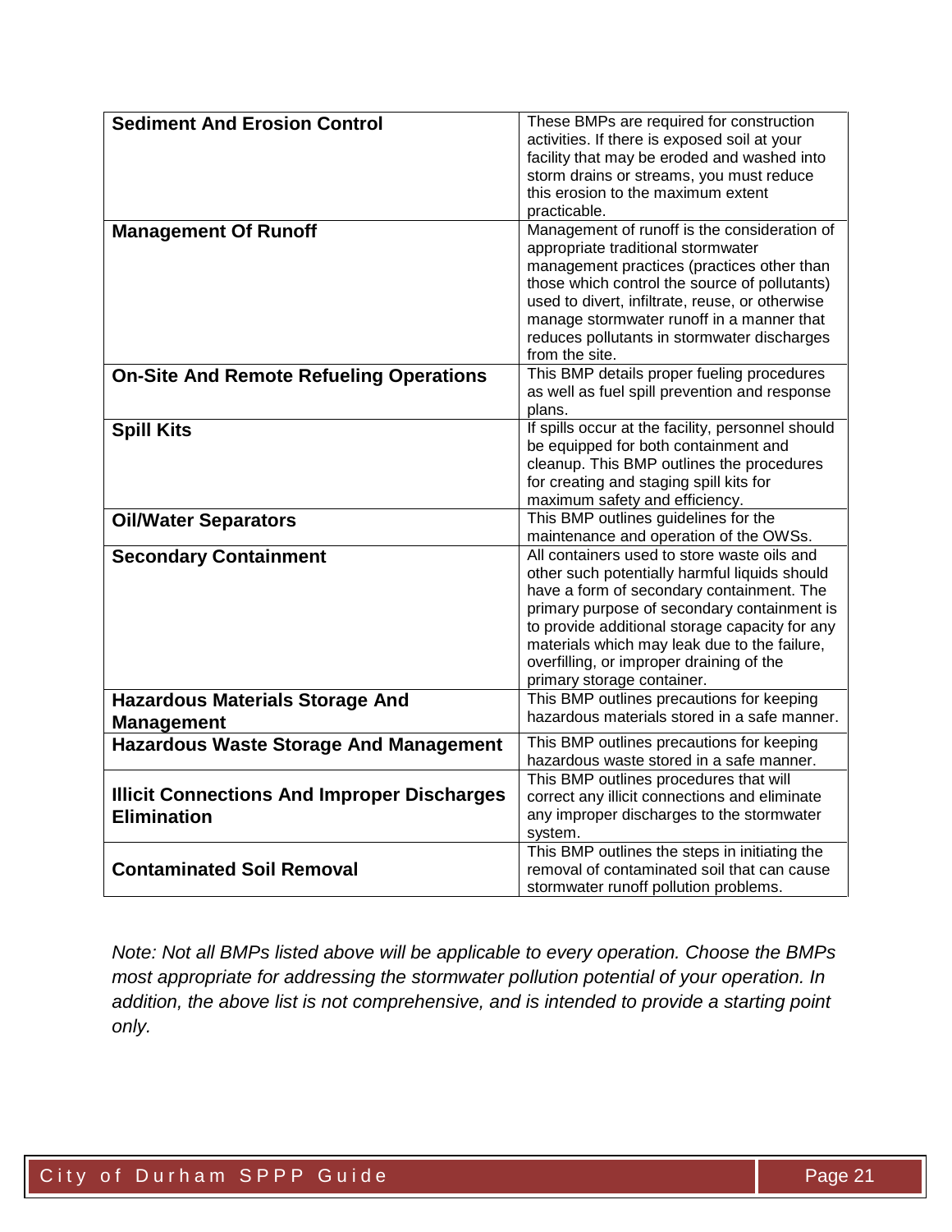| | |
|---|---|
| **Sediment And Erosion Control** | These BMPs are required for construction activities. If there is exposed soil at your facility that may be eroded and washed into storm drains or streams, you must reduce this erosion to the maximum extent practicable. |
| **Management Of Runoff** | Management of runoff is the consideration of appropriate traditional stormwater management practices (practices other than those which control the source of pollutants) used to divert, infiltrate, reuse, or otherwise manage stormwater runoff in a manner that reduces pollutants in stormwater discharges from the site. |
| **On-Site And Remote Refueling Operations** | This BMP details proper fueling procedures as well as fuel spill prevention and response plans. |
| **Spill Kits** | If spills occur at the facility, personnel should be equipped for both containment and cleanup. This BMP outlines the procedures for creating and staging spill kits for maximum safety and efficiency. |
| **Oil/Water Separators** | This BMP outlines guidelines for the maintenance and operation of the OWSs. |
| **Secondary Containment** | All containers used to store waste oils and other such potentially harmful liquids should have a form of secondary containment. The primary purpose of secondary containment is to provide additional storage capacity for any materials which may leak due to the failure, overfilling, or improper draining of the primary storage container. |
| **Hazardous Materials Storage And Management** | This BMP outlines precautions for keeping hazardous materials stored in a safe manner. |
| **Hazardous Waste Storage And Management** | This BMP outlines precautions for keeping hazardous waste stored in a safe manner. |
| **Illicit Connections And Improper Discharges Elimination** | This BMP outlines procedures that will correct any illicit connections and eliminate any improper discharges to the stormwater system. |
| **Contaminated Soil Removal** | This BMP outlines the steps in initiating the removal of contaminated soil that can cause stormwater runoff pollution problems. |

*Note: Not all BMPs listed above will be applicable to every operation. Choose the BMPs most appropriate for addressing the stormwater pollution potential of your operation. In addition, the above list is not comprehensive, and is intended to provide a starting point only.*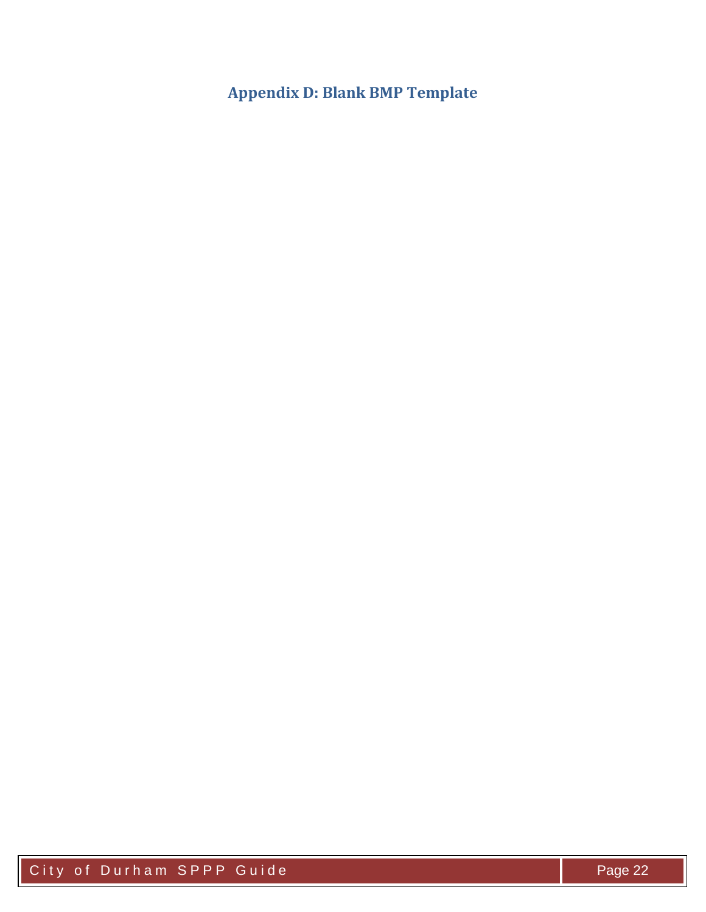# Appendix D: Blank BMP Template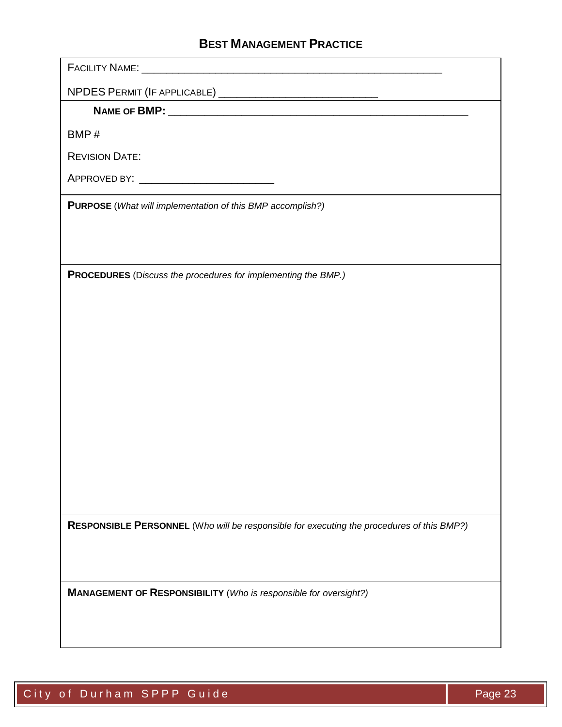## Best Management Practice

Facility Name: ____________________________________________

NPDES Permit (If applicable) ________________________

**Name of BMP:** ____________________________________________

BMP #

Revision Date:

Approved by: ____________________

**Purpose** (*What will implementation of this BMP accomplish?)*

**Procedures** (D*iscuss the procedures for implementing the BMP.)*

**Responsible Personnel** (W*ho will be responsible for executing the procedures of this BMP?)*

**Management of Responsibility** (*Who is responsible for oversight?)*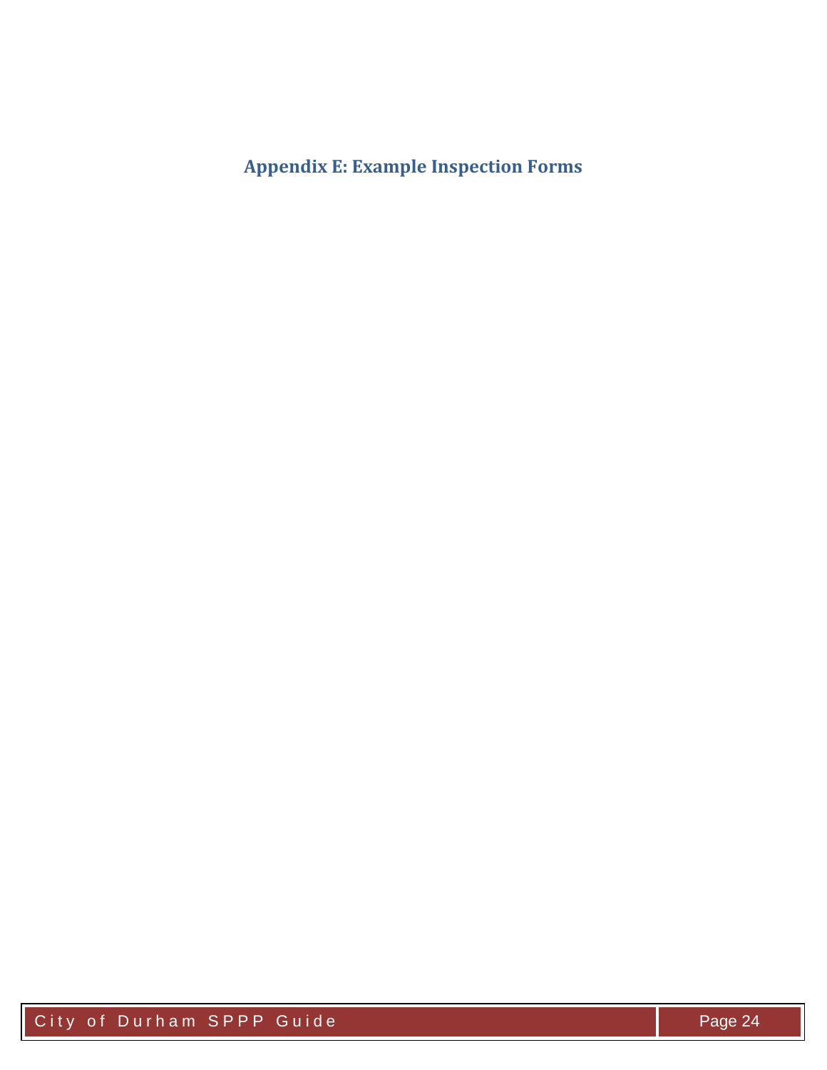# Appendix E: Example Inspection Forms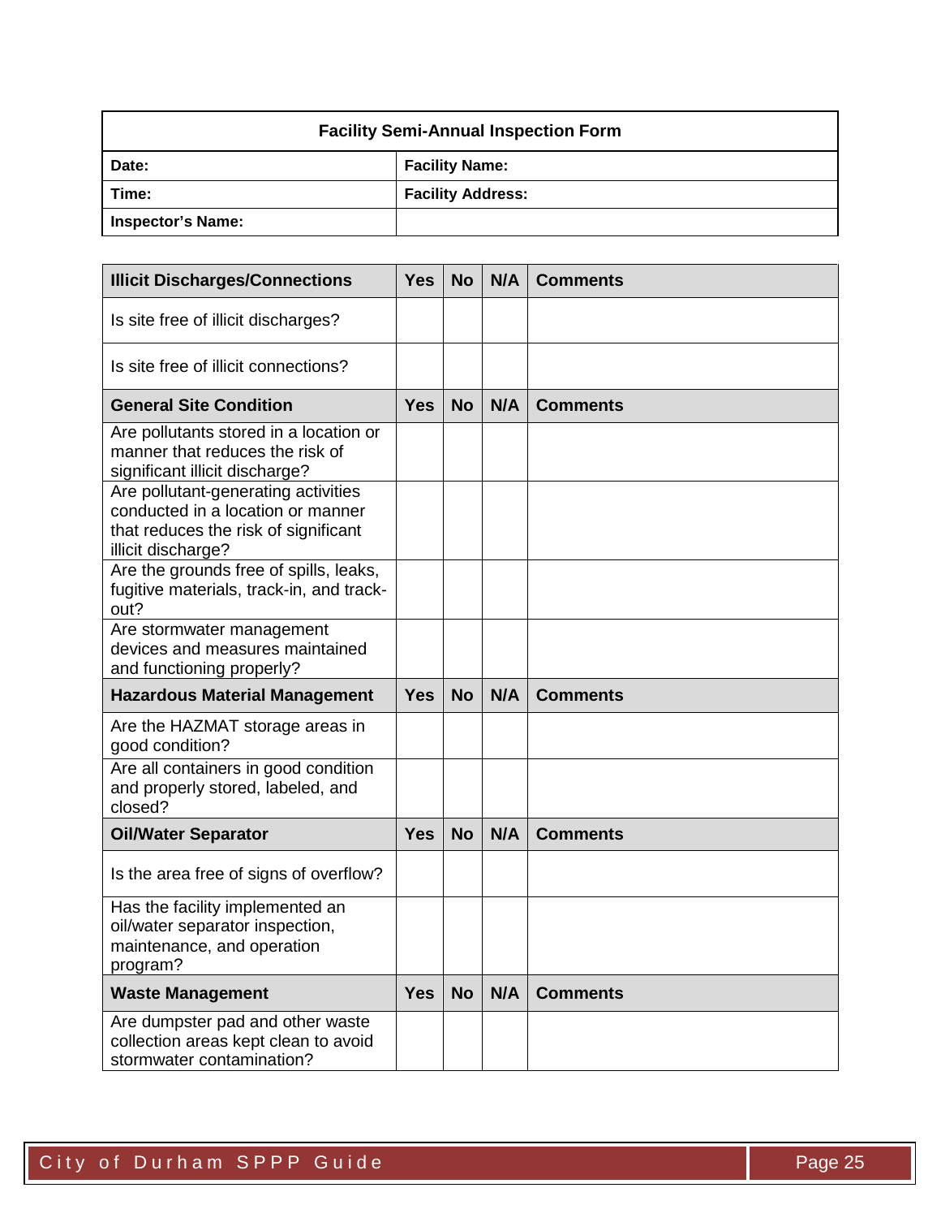| Facility Semi-Annual Inspection Form | |
|---|---|
| **Date:** | **Facility Name:** |
| **Time:** | **Facility Address:** |
| **Inspector's Name:** | |

| Illicit Discharges/Connections | Yes | No | N/A | Comments |
|---|---|---|---|---|
| Is site free of illicit discharges? | | | | |
| Is site free of illicit connections? | | | | |
| **General Site Condition** | **Yes** | **No** | **N/A** | **Comments** |
| Are pollutants stored in a location or manner that reduces the risk of significant illicit discharge? | | | | |
| Are pollutant-generating activities conducted in a location or manner that reduces the risk of significant illicit discharge? | | | | |
| Are the grounds free of spills, leaks, fugitive materials, track-in, and track-out? | | | | |
| Are stormwater management devices and measures maintained and functioning properly? | | | | |
| **Hazardous Material Management** | **Yes** | **No** | **N/A** | **Comments** |
| Are the HAZMAT storage areas in good condition? | | | | |
| Are all containers in good condition and properly stored, labeled, and closed? | | | | |
| **Oil/Water Separator** | **Yes** | **No** | **N/A** | **Comments** |
| Is the area free of signs of overflow? | | | | |
| Has the facility implemented an oil/water separator inspection, maintenance, and operation program? | | | | |
| **Waste Management** | **Yes** | **No** | **N/A** | **Comments** |
| Are dumpster pad and other waste collection areas kept clean to avoid stormwater contamination? | | | | |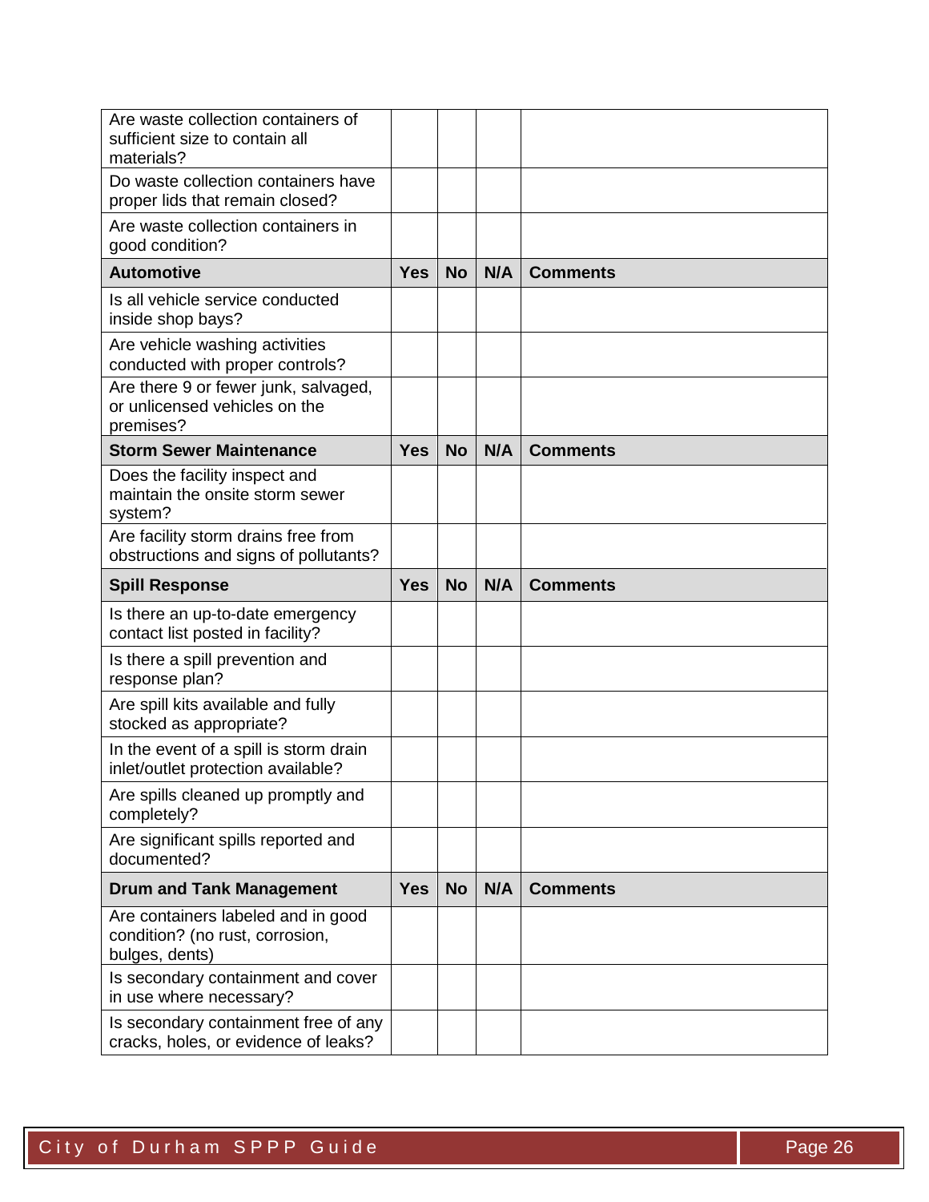| | | | | |
|---|---|---|---|---|
| Are waste collection containers of sufficient size to contain all materials? | | | | |
| Do waste collection containers have proper lids that remain closed? | | | | |
| Are waste collection containers in good condition? | | | | |
| **Automotive** | **Yes** | **No** | **N/A** | **Comments** |
| Is all vehicle service conducted inside shop bays? | | | | |
| Are vehicle washing activities conducted with proper controls? | | | | |
| Are there 9 or fewer junk, salvaged, or unlicensed vehicles on the premises? | | | | |
| **Storm Sewer Maintenance** | **Yes** | **No** | **N/A** | **Comments** |
| Does the facility inspect and maintain the onsite storm sewer system? | | | | |
| Are facility storm drains free from obstructions and signs of pollutants? | | | | |
| **Spill Response** | **Yes** | **No** | **N/A** | **Comments** |
| Is there an up-to-date emergency contact list posted in facility? | | | | |
| Is there a spill prevention and response plan? | | | | |
| Are spill kits available and fully stocked as appropriate? | | | | |
| In the event of a spill is storm drain inlet/outlet protection available? | | | | |
| Are spills cleaned up promptly and completely? | | | | |
| Are significant spills reported and documented? | | | | |
| **Drum and Tank Management** | **Yes** | **No** | **N/A** | **Comments** |
| Are containers labeled and in good condition? (no rust, corrosion, bulges, dents) | | | | |
| Is secondary containment and cover in use where necessary? | | | | |
| Is secondary containment free of any cracks, holes, or evidence of leaks? | | | | |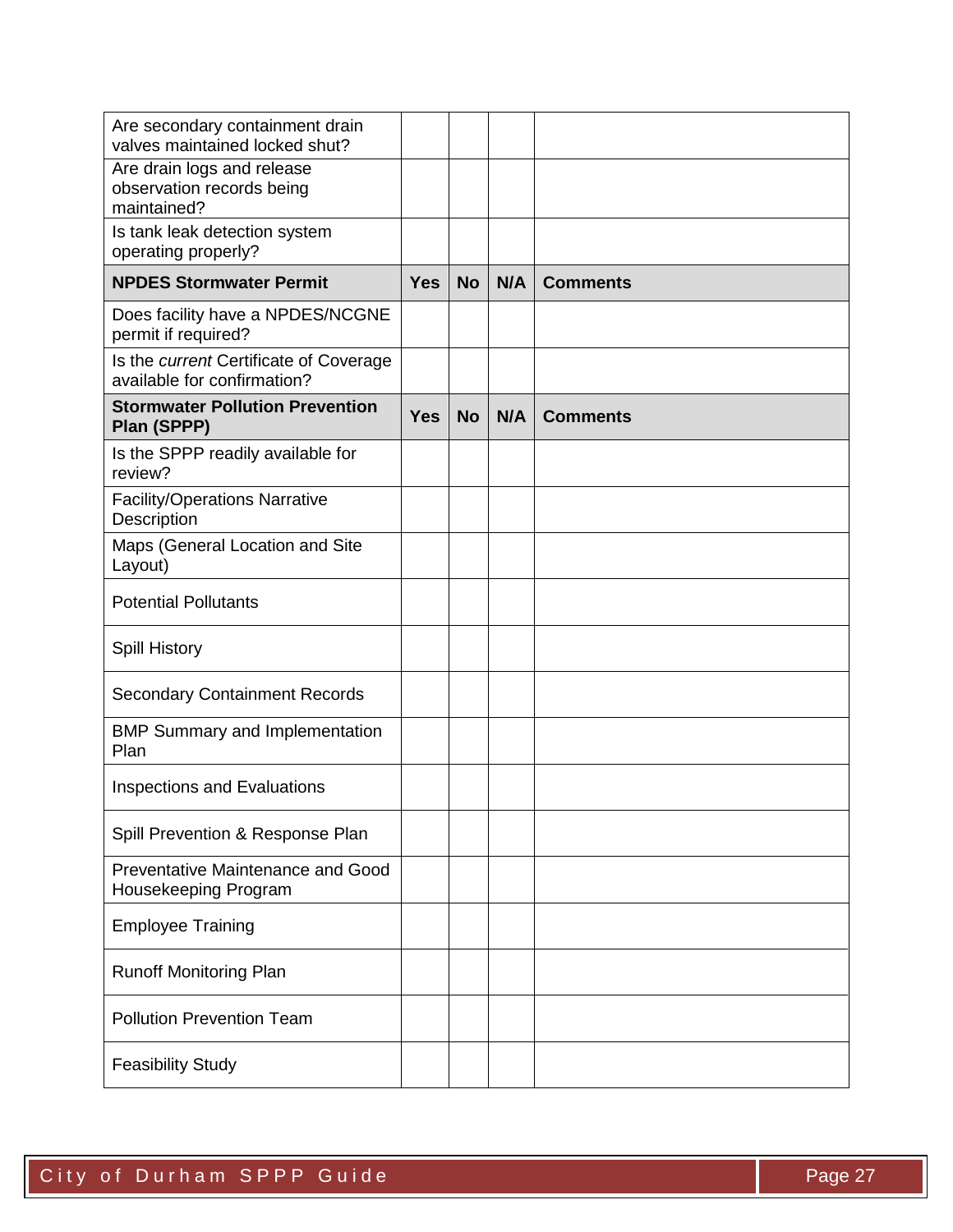| | | | | |
|---|---|---|---|---|
| Are secondary containment drain valves maintained locked shut? | | | | |
| Are drain logs and release observation records being maintained? | | | | |
| Is tank leak detection system operating properly? | | | | |
| **NPDES Stormwater Permit** | **Yes** | **No** | **N/A** | **Comments** |
| Does facility have a NPDES/NCGNE permit if required? | | | | |
| Is the *current* Certificate of Coverage available for confirmation? | | | | |
| **Stormwater Pollution Prevention Plan (SPPP)** | **Yes** | **No** | **N/A** | **Comments** |
| Is the SPPP readily available for review? | | | | |
| Facility/Operations Narrative Description | | | | |
| Maps (General Location and Site Layout) | | | | |
| Potential Pollutants | | | | |
| Spill History | | | | |
| Secondary Containment Records | | | | |
| BMP Summary and Implementation Plan | | | | |
| Inspections and Evaluations | | | | |
| Spill Prevention & Response Plan | | | | |
| Preventative Maintenance and Good Housekeeping Program | | | | |
| Employee Training | | | | |
| Runoff Monitoring Plan | | | | |
| Pollution Prevention Team | | | | |
| Feasibility Study | | | | |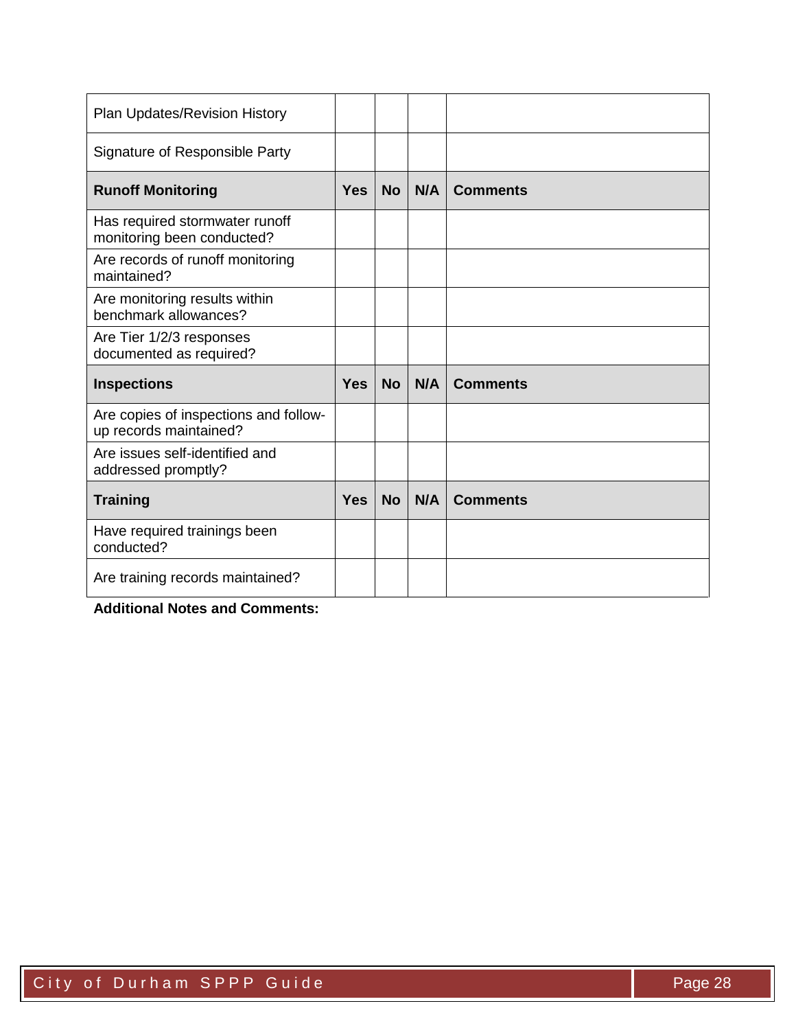| Plan Updates/Revision History | | | | |
|---|---|---|---|---|
| Signature of Responsible Party | | | | |
| **Runoff Monitoring** | **Yes** | **No** | **N/A** | **Comments** |
| Has required stormwater runoff monitoring been conducted? | | | | |
| Are records of runoff monitoring maintained? | | | | |
| Are monitoring results within benchmark allowances? | | | | |
| Are Tier 1/2/3 responses documented as required? | | | | |
| **Inspections** | **Yes** | **No** | **N/A** | **Comments** |
| Are copies of inspections and follow-up records maintained? | | | | |
| Are issues self-identified and addressed promptly? | | | | |
| **Training** | **Yes** | **No** | **N/A** | **Comments** |
| Have required trainings been conducted? | | | | |
| Are training records maintained? | | | | |

**Additional Notes and Comments:**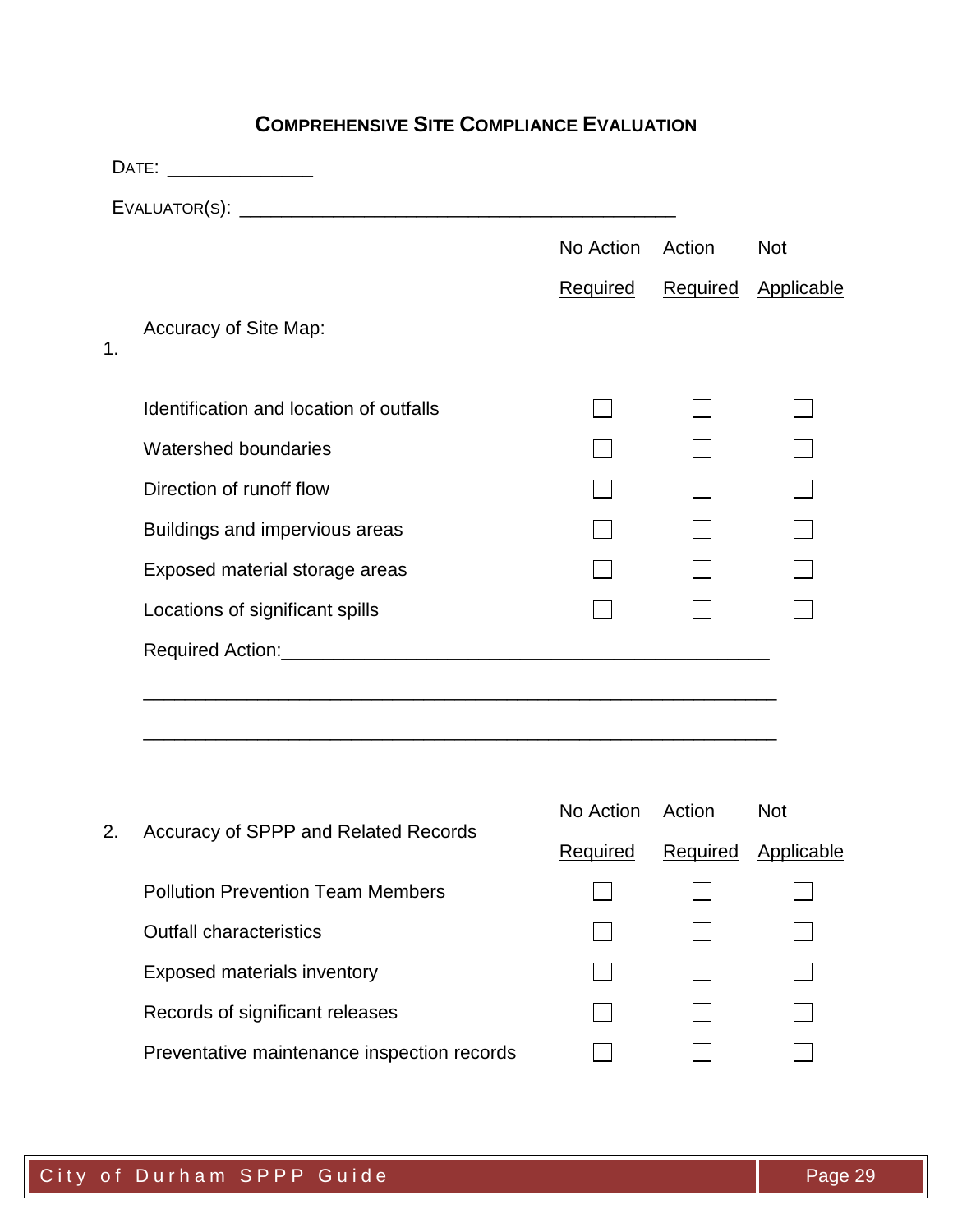# COMPREHENSIVE SITE COMPLIANCE EVALUATION

DATE: ______________

EVALUATOR(S): ____________________________________________

| 1. Accuracy of Site Map: | No Action Required | Action Required | Not Applicable |
|---|---|---|---|
| Identification and location of outfalls | ☐ | ☐ | ☐ |
| Watershed boundaries | ☐ | ☐ | ☐ |
| Direction of runoff flow | ☐ | ☐ | ☐ |
| Buildings and impervious areas | ☐ | ☐ | ☐ |
| Exposed material storage areas | ☐ | ☐ | ☐ |
| Locations of significant spills | ☐ | ☐ | ☐ |

Required Action:________________________________________________

______________________________________________________________

______________________________________________________________

| 2. Accuracy of SPPP and Related Records | No Action Required | Action Required | Not Applicable |
|---|---|---|---|
| Pollution Prevention Team Members | ☐ | ☐ | ☐ |
| Outfall characteristics | ☐ | ☐ | ☐ |
| Exposed materials inventory | ☐ | ☐ | ☐ |
| Records of significant releases | ☐ | ☐ | ☐ |
| Preventative maintenance inspection records | ☐ | ☐ | ☐ |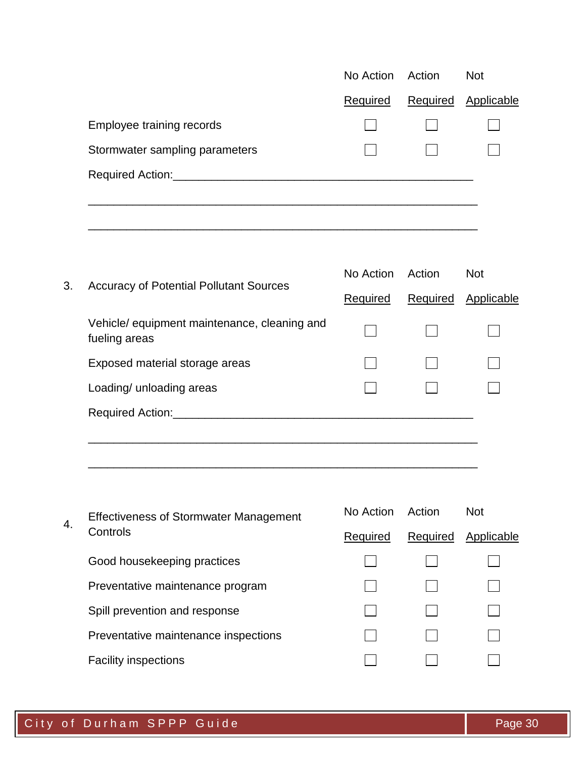| | No Action Required | Action Required | Not Applicable |
|---|---|---|---|
| Employee training records | ☐ | ☐ | ☐ |
| Stormwater sampling parameters | ☐ | ☐ | ☐ |

Required Action:_______________________________________________

_______________________________________________________________

_______________________________________________________________

| 3. Accuracy of Potential Pollutant Sources | No Action Required | Action Required | Not Applicable |
|---|---|---|---|
| Vehicle/ equipment maintenance, cleaning and fueling areas | ☐ | ☐ | ☐ |
| Exposed material storage areas | ☐ | ☐ | ☐ |
| Loading/ unloading areas | ☐ | ☐ | ☐ |

Required Action:_______________________________________________

_______________________________________________________________

_______________________________________________________________

| 4. Effectiveness of Stormwater Management Controls | No Action Required | Action Required | Not Applicable |
|---|---|---|---|
| Good housekeeping practices | ☐ | ☐ | ☐ |
| Preventative maintenance program | ☐ | ☐ | ☐ |
| Spill prevention and response | ☐ | ☐ | ☐ |
| Preventative maintenance inspections | ☐ | ☐ | ☐ |
| Facility inspections | ☐ | ☐ | ☐ |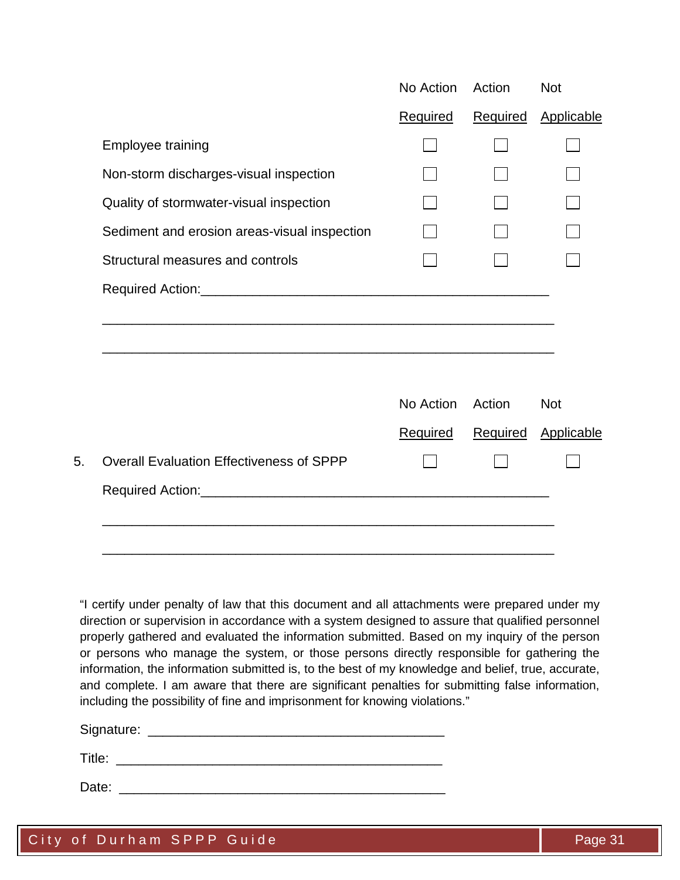| | No Action Required | Action Required | Not Applicable |
|---|---|---|---|
| Employee training | ☐ | ☐ | ☐ |
| Non-storm discharges-visual inspection | ☐ | ☐ | ☐ |
| Quality of stormwater-visual inspection | ☐ | ☐ | ☐ |
| Sediment and erosion areas-visual inspection | ☐ | ☐ | ☐ |
| Structural measures and controls | ☐ | ☐ | ☐ |

Required Action:_______________________________________________

_______________________________________________________________

_______________________________________________________________

| | No Action Required | Action Required | Not Applicable |
|---|---|---|---|
| 5. Overall Evaluation Effectiveness of SPPP | ☐ | ☐ | ☐ |

Required Action:_______________________________________________

_______________________________________________________________

_______________________________________________________________

"I certify under penalty of law that this document and all attachments were prepared under my direction or supervision in accordance with a system designed to assure that qualified personnel properly gathered and evaluated the information submitted. Based on my inquiry of the person or persons who manage the system, or those persons directly responsible for gathering the information, the information submitted is, to the best of my knowledge and belief, true, accurate, and complete. I am aware that there are significant penalties for submitting false information, including the possibility of fine and imprisonment for knowing violations."

Signature: _________________________________________

Title: _____________________________________________

Date: _____________________________________________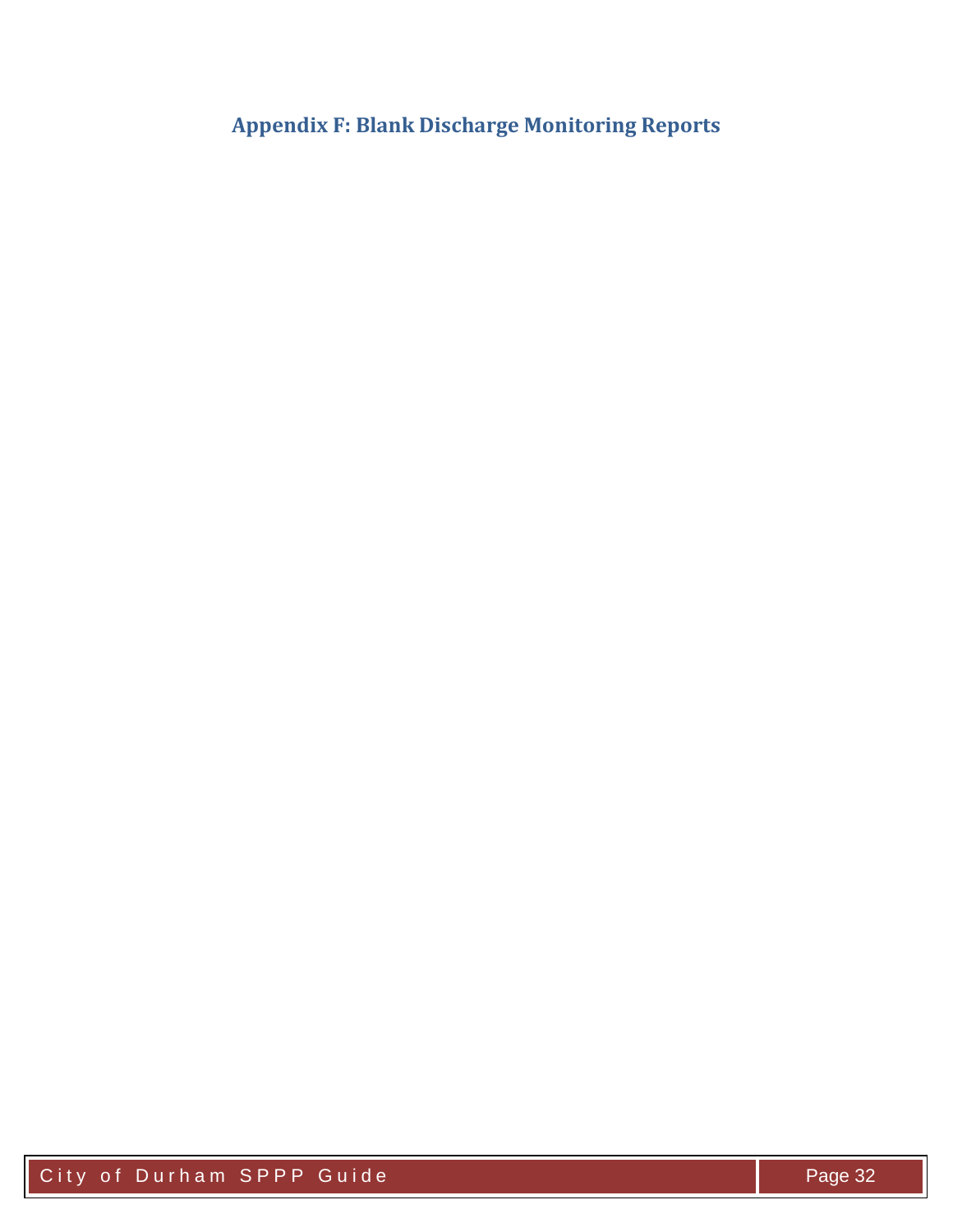## Appendix F: Blank Discharge Monitoring Reports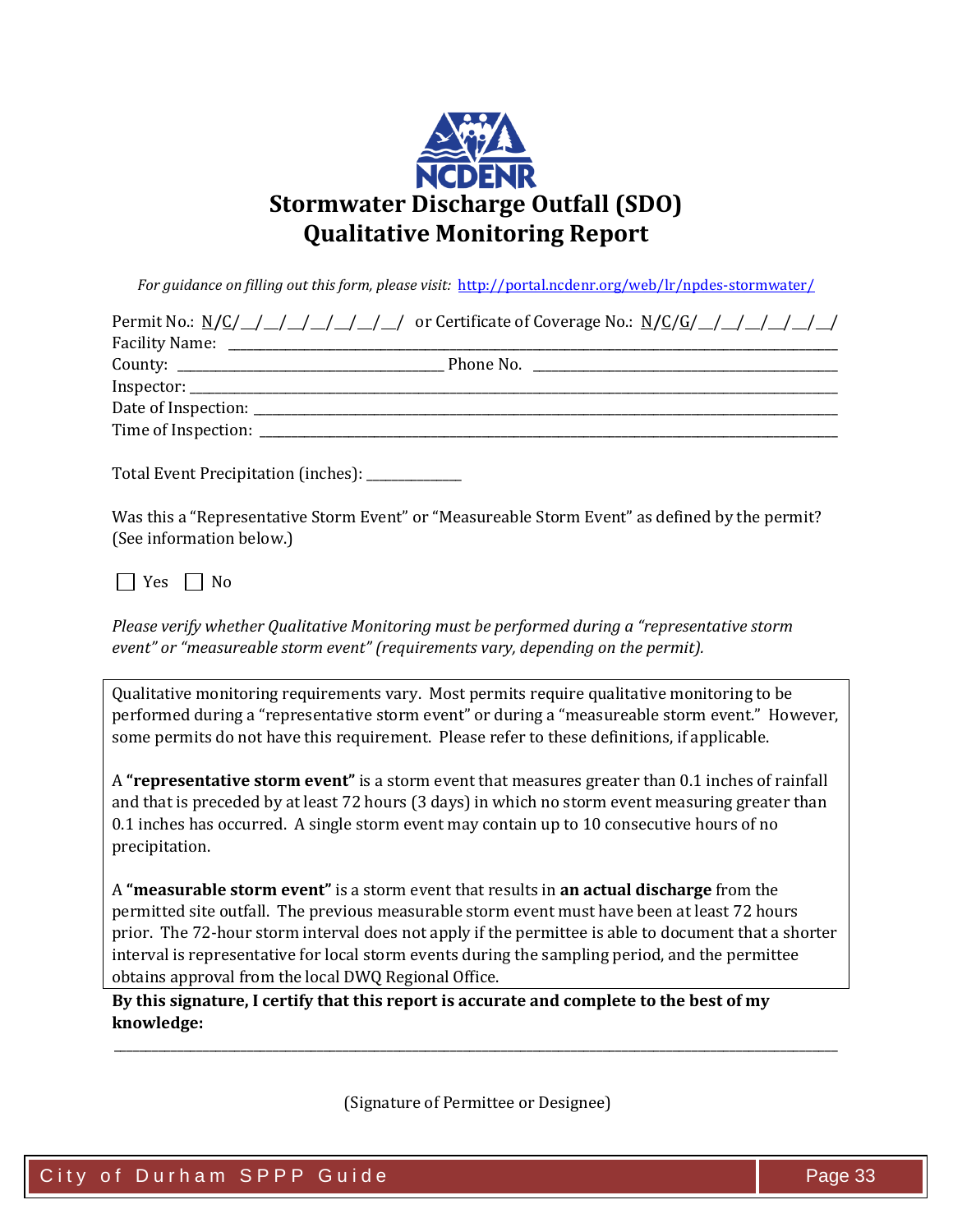# Stormwater Discharge Outfall (SDO) Qualitative Monitoring Report

*For guidance on filling out this form, please visit:* http://portal.ncdenr.org/web/lr/npdes-stormwater/

Permit No.: N/C/__/__/__/__/__/__/__/__/ or Certificate of Coverage No.: N/C/G/__/__/__/__/__/__/__/

Facility Name: ______________________________________________

County: ______________________ Phone No. ______________________

Inspector: ______________________________________________

Date of Inspection: ______________________________________________

Time of Inspection: ______________________________________________

Total Event Precipitation (inches): ____________

Was this a "Representative Storm Event" or "Measureable Storm Event" as defined by the permit? (See information below.)

☐ Yes ☐ No

*Please verify whether Qualitative Monitoring must be performed during a "representative storm event" or "measureable storm event" (requirements vary, depending on the permit).*

Qualitative monitoring requirements vary. Most permits require qualitative monitoring to be performed during a "representative storm event" or during a "measureable storm event." However, some permits do not have this requirement. Please refer to these definitions, if applicable.

A **"representative storm event"** is a storm event that measures greater than 0.1 inches of rainfall and that is preceded by at least 72 hours (3 days) in which no storm event measuring greater than 0.1 inches has occurred. A single storm event may contain up to 10 consecutive hours of no precipitation.

A **"measurable storm event"** is a storm event that results in **an actual discharge** from the permitted site outfall. The previous measurable storm event must have been at least 72 hours prior. The 72-hour storm interval does not apply if the permittee is able to document that a shorter interval is representative for local storm events during the sampling period, and the permittee obtains approval from the local DWQ Regional Office.

**By this signature, I certify that this report is accurate and complete to the best of my knowledge:**

______________________________________________

(Signature of Permittee or Designee)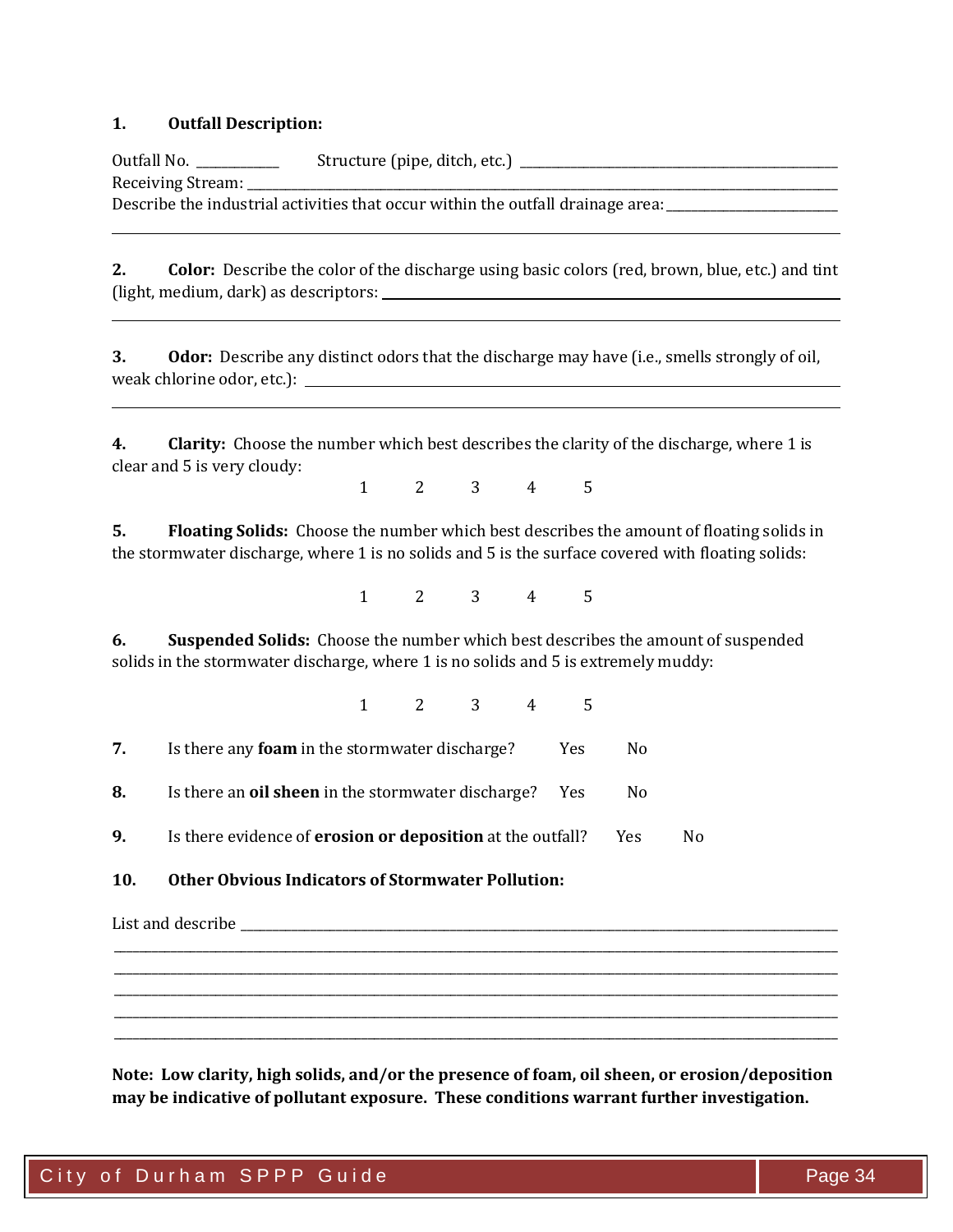**1. Outfall Description:**

Outfall No. ____________ Structure (pipe, ditch, etc.) ________________________________________

Receiving Stream: ______________________________________________________________________

Describe the industrial activities that occur within the outfall drainage area: ____________________

______________________________________________________________________________________

**2. Color:** Describe the color of the discharge using basic colors (red, brown, blue, etc.) and tint (light, medium, dark) as descriptors: ____________________________________________________

______________________________________________________________________________________

**3. Odor:** Describe any distinct odors that the discharge may have (i.e., smells strongly of oil, weak chlorine odor, etc.): ______________________________________________________________

______________________________________________________________________________________

**4. Clarity:** Choose the number which best describes the clarity of the discharge, where 1 is clear and 5 is very cloudy:

1 2 3 4 5

**5. Floating Solids:** Choose the number which best describes the amount of floating solids in the stormwater discharge, where 1 is no solids and 5 is the surface covered with floating solids:

1 2 3 4 5

**6. Suspended Solids:** Choose the number which best describes the amount of suspended solids in the stormwater discharge, where 1 is no solids and 5 is extremely muddy:

1 2 3 4 5

**7.** Is there any **foam** in the stormwater discharge? Yes No

**8.** Is there an **oil sheen** in the stormwater discharge? Yes No

**9.** Is there evidence of **erosion or deposition** at the outfall? Yes No

**10. Other Obvious Indicators of Stormwater Pollution:**

List and describe ________________________________________________________________________

______________________________________________________________________________________

______________________________________________________________________________________

______________________________________________________________________________________

______________________________________________________________________________________

______________________________________________________________________________________

**Note: Low clarity, high solids, and/or the presence of foam, oil sheen, or erosion/deposition may be indicative of pollutant exposure. These conditions warrant further investigation.**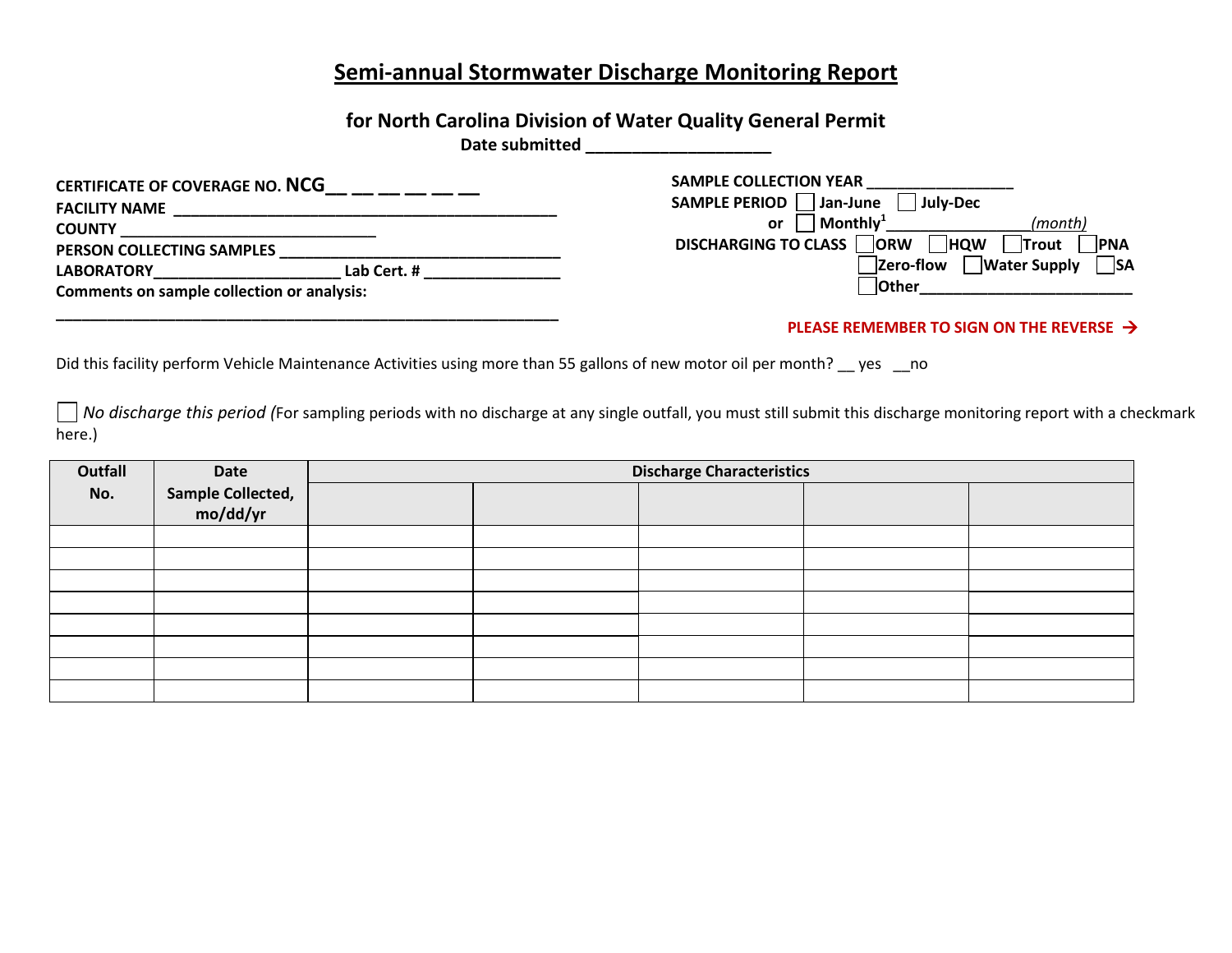# Semi-annual Stormwater Discharge Monitoring Report

## for North Carolina Division of Water Quality General Permit

**Date submitted** ____________________

**CERTIFICATE OF COVERAGE NO. NCG**__ __ __ __ __ __

**FACILITY NAME** ______________________________________________

**COUNTY** ______________________________

**PERSON COLLECTING SAMPLES** __________________________________

**LABORATORY**______________________ **Lab Cert. #** ________________

**Comments on sample collection or analysis:**

______________________________________________________________

**SAMPLE COLLECTION YEAR** _________________

**SAMPLE PERIOD** ☐ **Jan-June** ☐ **July-Dec**

**or** ☐ **Monthly**[1] ________________ *(month)*

**DISCHARGING TO CLASS** ☐ **ORW** ☐ **HQW** ☐ **Trout** ☐ **PNA** ☐ **Zero-flow** ☐ **Water Supply** ☐ **SA** ☐ **Other**________________________

**PLEASE REMEMBER TO SIGN ON THE REVERSE →**

Did this facility perform Vehicle Maintenance Activities using more than 55 gallons of new motor oil per month? __ yes __no

☐ *No discharge this period (*For sampling periods with no discharge at any single outfall, you must still submit this discharge monitoring report with a checkmark here.)

| Outfall No. | Date Sample Collected, mo/dd/yr | Discharge Characteristics | | | | |
|---|---|---|---|---|---|---|
| | | | | | | |
| | | | | | | |
| | | | | | | |
| | | | | | | |
| | | | | | | |
| | | | | | | |
| | | | | | | |
| | | | | | | |
| | | | | | | |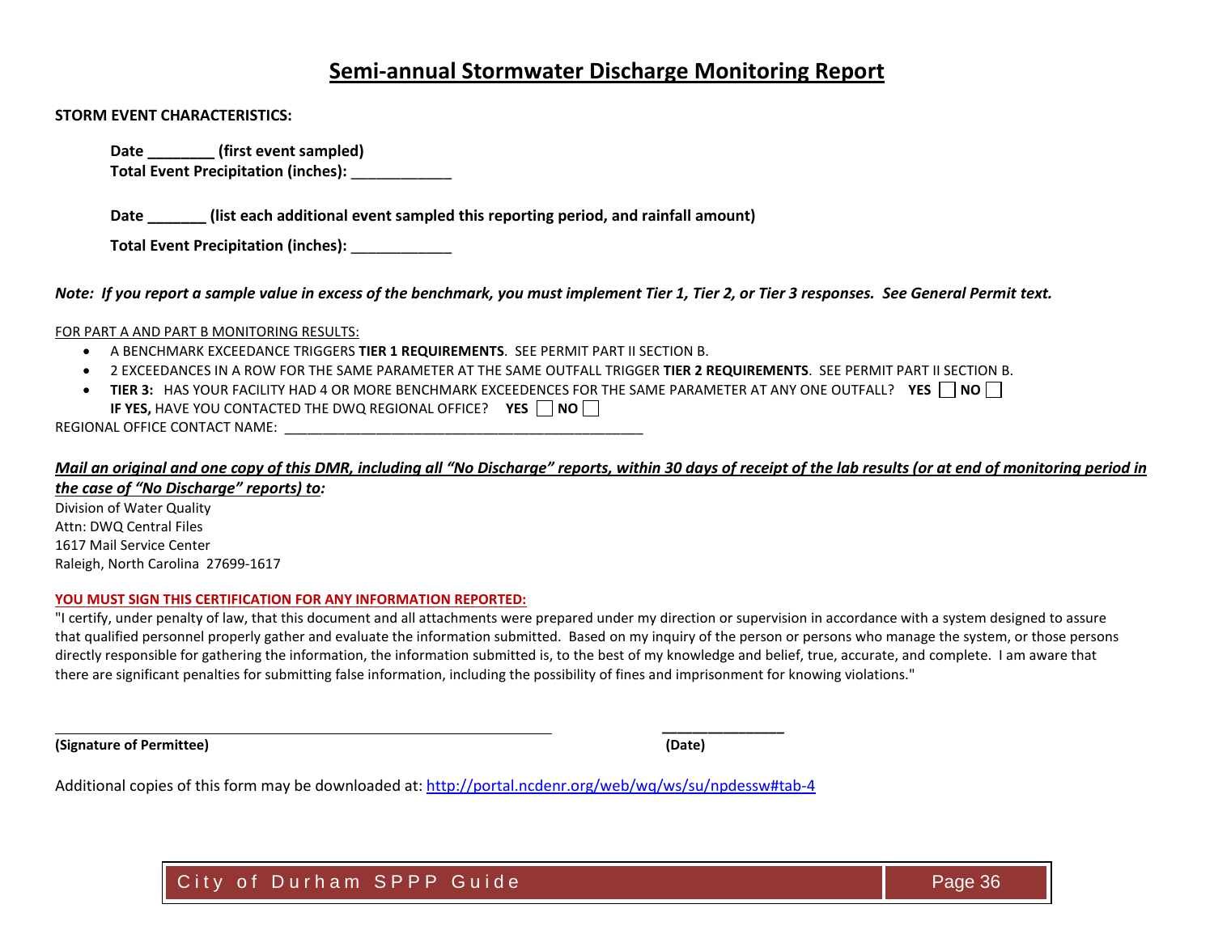# Semi-annual Stormwater Discharge Monitoring Report

**STORM EVENT CHARACTERISTICS:**

**Date ________ (first event sampled)**
**Total Event Precipitation (inches):** ____________

**Date _______ (list each additional event sampled this reporting period, and rainfall amount)**

**Total Event Precipitation (inches):** ____________

***Note: If you report a sample value in excess of the benchmark, you must implement Tier 1, Tier 2, or Tier 3 responses. See General Permit text.***

FOR PART A AND PART B MONITORING RESULTS:

- A BENCHMARK EXCEEDANCE TRIGGERS **TIER 1 REQUIREMENTS**. SEE PERMIT PART II SECTION B.
- 2 EXCEEDANCES IN A ROW FOR THE SAME PARAMETER AT THE SAME OUTFALL TRIGGER **TIER 2 REQUIREMENTS**. SEE PERMIT PART II SECTION B.
- **TIER 3:** HAS YOUR FACILITY HAD 4 OR MORE BENCHMARK EXCEEDENCES FOR THE SAME PARAMETER AT ANY ONE OUTFALL? **YES** ☐ **NO** ☐
  **IF YES,** HAVE YOU CONTACTED THE DWQ REGIONAL OFFICE? **YES** ☐ **NO** ☐

REGIONAL OFFICE CONTACT NAME: ______________________________________________

***Mail an original and one copy of this DMR, including all "No Discharge" reports, within 30 days of receipt of the lab results (or at end of monitoring period in the case of "No Discharge" reports) to:***

Division of Water Quality
Attn: DWQ Central Files
1617 Mail Service Center
Raleigh, North Carolina 27699-1617

**YOU MUST SIGN THIS CERTIFICATION FOR ANY INFORMATION REPORTED:**

"I certify, under penalty of law, that this document and all attachments were prepared under my direction or supervision in accordance with a system designed to assure that qualified personnel properly gather and evaluate the information submitted. Based on my inquiry of the person or persons who manage the system, or those persons directly responsible for gathering the information, the information submitted is, to the best of my knowledge and belief, true, accurate, and complete. I am aware that there are significant penalties for submitting false information, including the possibility of fines and imprisonment for knowing violations."

_____________________________________________________________ _______________

**(Signature of Permittee)** **(Date)**

Additional copies of this form may be downloaded at: http://portal.ncdenr.org/web/wq/ws/su/npdessw#tab-4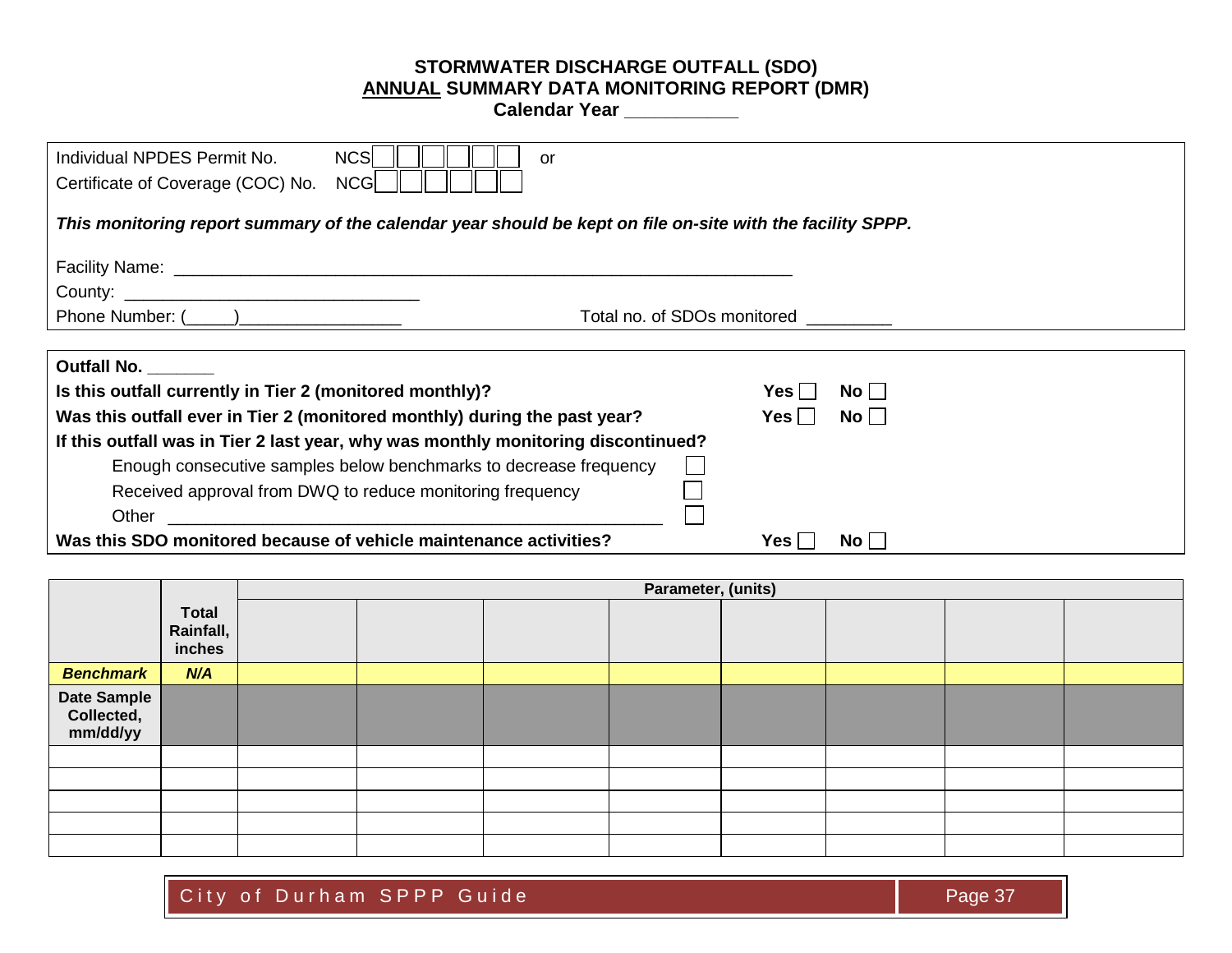# STORMWATER DISCHARGE OUTFALL (SDO)
# ANNUAL SUMMARY DATA MONITORING REPORT (DMR)
## Calendar Year ___________

Individual NPDES Permit No. NCS☐☐☐☐☐☐ or
Certificate of Coverage (COC) No. NCG☐☐☐☐☐☐

***This monitoring report summary of the calendar year should be kept on file on-site with the facility SPPP.***

Facility Name: ____________________________________________________________________

County: _______________________________

Phone Number: (_____)_________________ Total no. of SDOs monitored _________

---

**Outfall No. _______**

**Is this outfall currently in Tier 2 (monitored monthly)?** **Yes** ☐ **No** ☐

**Was this outfall ever in Tier 2 (monitored monthly) during the past year?** **Yes** ☐ **No** ☐

**If this outfall was in Tier 2 last year, why was monthly monitoring discontinued?**

- Enough consecutive samples below benchmarks to decrease frequency ☐
- Received approval from DWQ to reduce monitoring frequency ☐
- Other ______________________________________________________ ☐

**Was this SDO monitored because of vehicle maintenance activities?** **Yes** ☐ **No** ☐

| | **Total Rainfall, inches** | **Parameter, (units)** | | | | | | | |
|---|---|---|---|---|---|---|---|---|---|
| | | | | | | | | | |
| ***Benchmark*** | ***N/A*** | | | | | | | | |
| **Date Sample Collected, mm/dd/yy** | | | | | | | | | |
| | | | | | | | | | |
| | | | | | | | | | |
| | | | | | | | | | |
| | | | | | | | | | |
| | | | | | | | | | |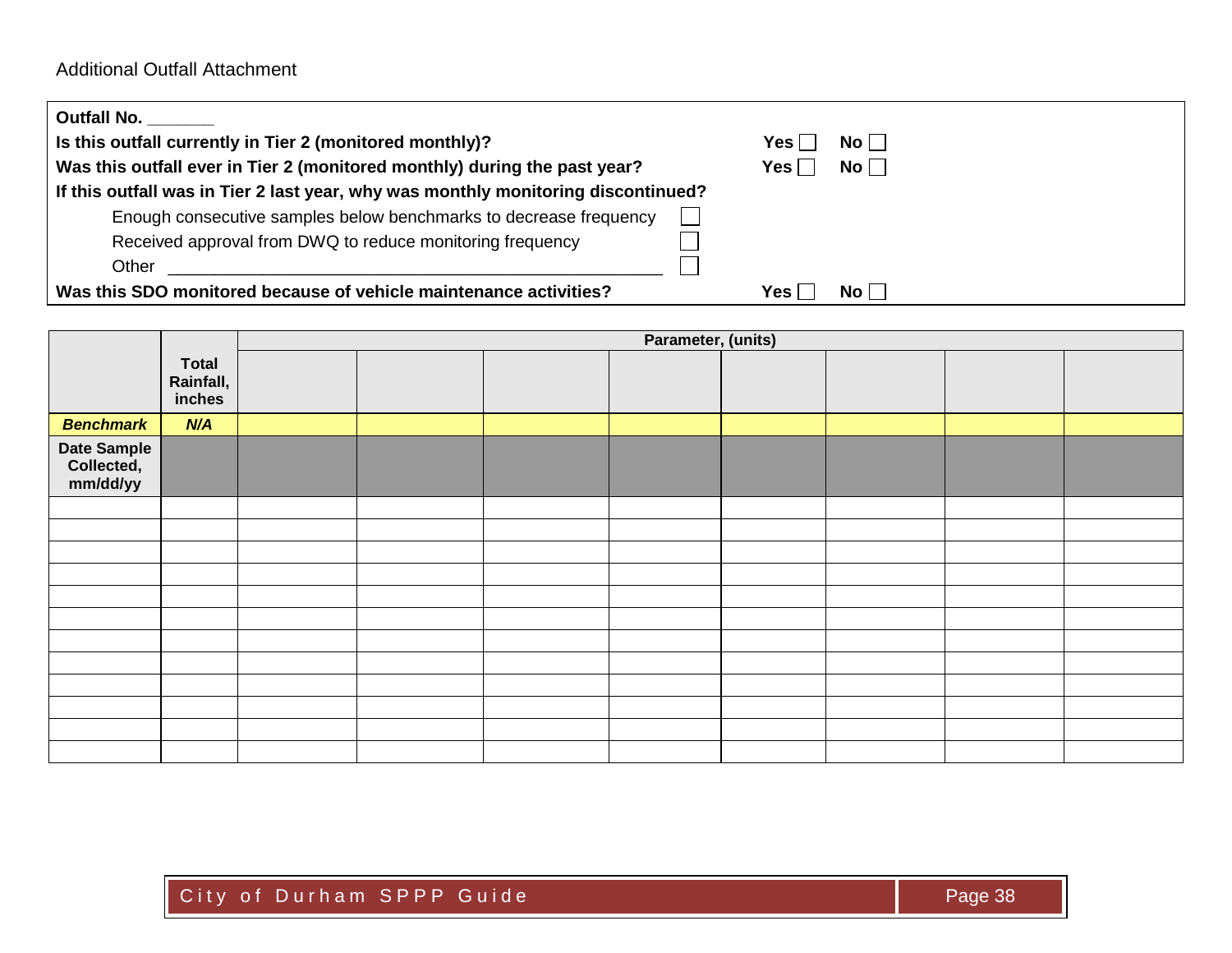Additional Outfall Attachment

**Outfall No. _______**

**Is this outfall currently in Tier 2 (monitored monthly)?** **Yes** ☐ **No** ☐

**Was this outfall ever in Tier 2 (monitored monthly) during the past year?** **Yes** ☐ **No** ☐

**If this outfall was in Tier 2 last year, why was monthly monitoring discontinued?**

- Enough consecutive samples below benchmarks to decrease frequency ☐
- Received approval from DWQ to reduce monitoring frequency ☐
- Other _______________________________________________ ☐

**Was this SDO monitored because of vehicle maintenance activities?** **Yes** ☐ **No** ☐

| | **Total Rainfall, inches** | **Parameter, (units)** | | | | | | | |
|---|---|---|---|---|---|---|---|---|---|
| | | | | | | | | | |
| ***Benchmark*** | ***N/A*** | | | | | | | | |
| **Date Sample Collected, mm/dd/yy** | | | | | | | | | |
| | | | | | | | | | |
| | | | | | | | | | |
| | | | | | | | | | |
| | | | | | | | | | |
| | | | | | | | | | |
| | | | | | | | | | |
| | | | | | | | | | |
| | | | | | | | | | |
| | | | | | | | | | |
| | | | | | | | | | |
| | | | | | | | | | |
| | | | | | | | | | |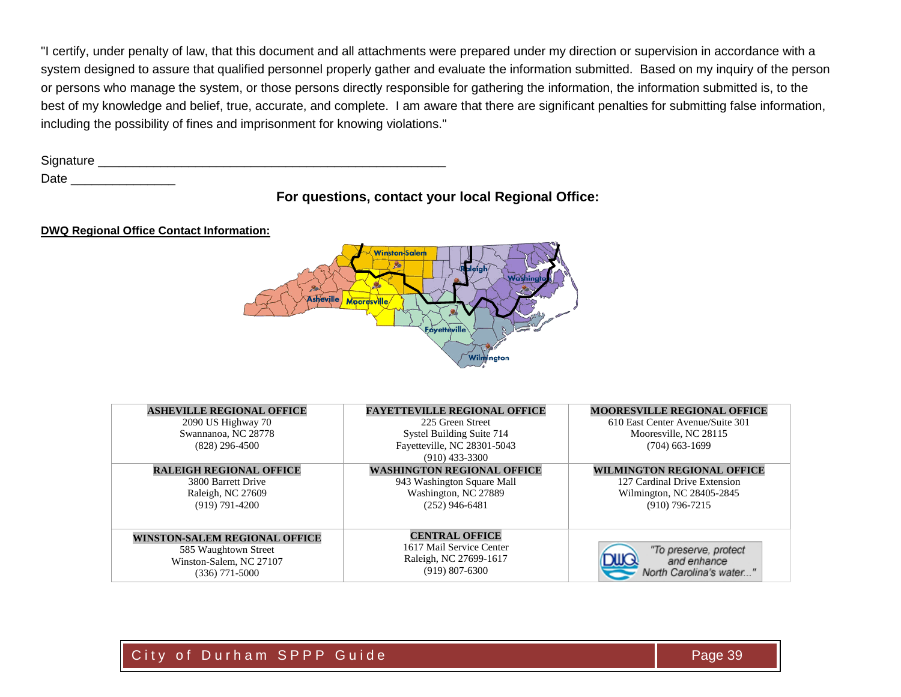"I certify, under penalty of law, that this document and all attachments were prepared under my direction or supervision in accordance with a system designed to assure that qualified personnel properly gather and evaluate the information submitted. Based on my inquiry of the person or persons who manage the system, or those persons directly responsible for gathering the information, the information submitted is, to the best of my knowledge and belief, true, accurate, and complete. I am aware that there are significant penalties for submitting false information, including the possibility of fines and imprisonment for knowing violations."

Signature ___________________________________________________

Date _______________

**For questions, contact your local Regional Office:**

**DWQ Regional Office Contact Information:**

| **ASHEVILLE REGIONAL OFFICE**<br>2090 US Highway 70<br>Swannanoa, NC 28778<br>(828) 296-4500 | **FAYETTEVILLE REGIONAL OFFICE**<br>225 Green Street<br>Systel Building Suite 714<br>Fayetteville, NC 28301-5043<br>(910) 433-3300 | **MOORESVILLE REGIONAL OFFICE**<br>610 East Center Avenue/Suite 301<br>Mooresville, NC 28115<br>(704) 663-1699 |
|---|---|---|
| **RALEIGH REGIONAL OFFICE**<br>3800 Barrett Drive<br>Raleigh, NC 27609<br>(919) 791-4200 | **WASHINGTON REGIONAL OFFICE**<br>943 Washington Square Mall<br>Washington, NC 27889<br>(252) 946-6481 | **WILMINGTON REGIONAL OFFICE**<br>127 Cardinal Drive Extension<br>Wilmington, NC 28405-2845<br>(910) 796-7215 |
| **WINSTON-SALEM REGIONAL OFFICE**<br>585 Waughtown Street<br>Winston-Salem, NC 27107<br>(336) 771-5000 | **CENTRAL OFFICE**<br>1617 Mail Service Center<br>Raleigh, NC 27699-1617<br>(919) 807-6300 | DWQ "To preserve, protect and enhance North Carolina's water..." |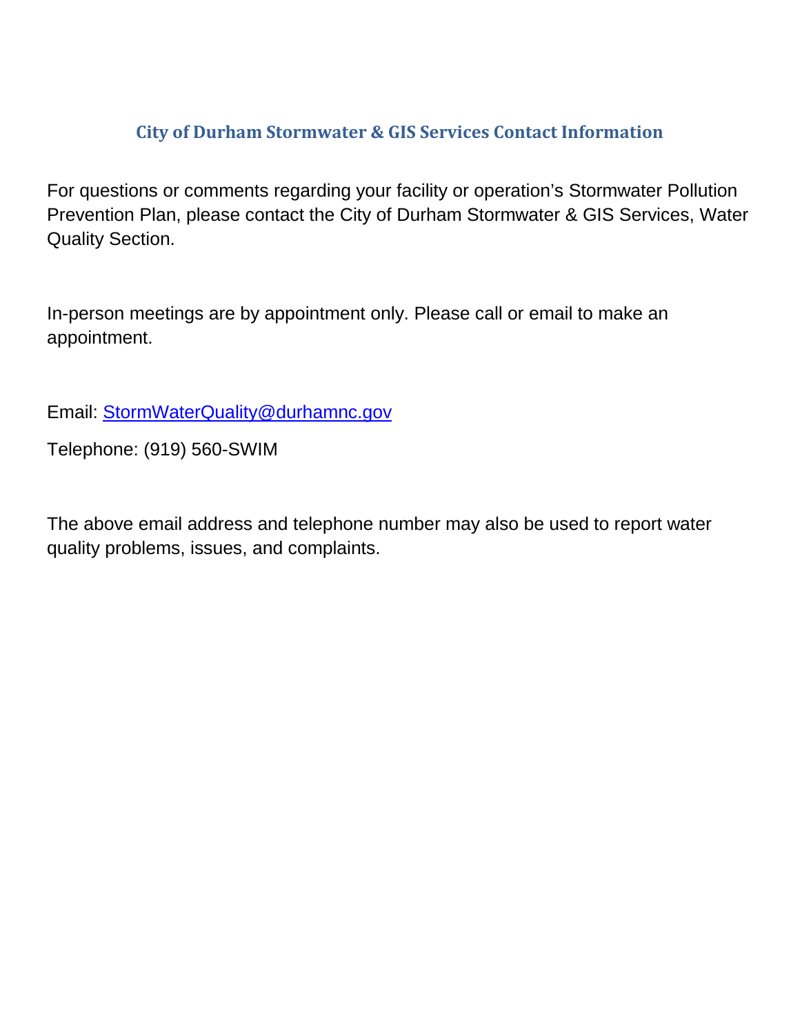## City of Durham Stormwater & GIS Services Contact Information

For questions or comments regarding your facility or operation's Stormwater Pollution Prevention Plan, please contact the City of Durham Stormwater & GIS Services, Water Quality Section.

In-person meetings are by appointment only. Please call or email to make an appointment.

Email: StormWaterQuality@durhamnc.gov

Telephone: (919) 560-SWIM

The above email address and telephone number may also be used to report water quality problems, issues, and complaints.